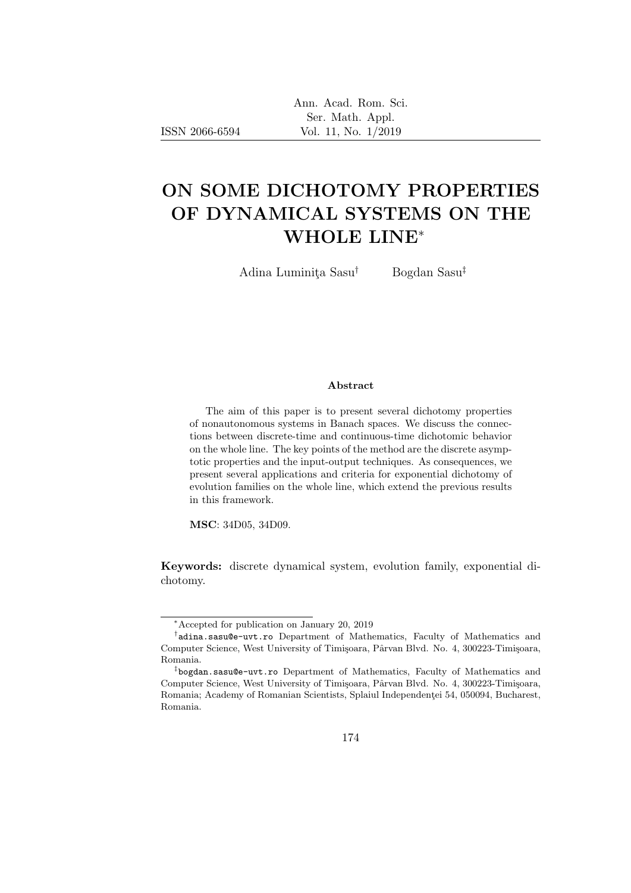# ON SOME DICHOTOMY PROPERTIES OF DYNAMICAL SYSTEMS ON THE WHOLE LINE*

Adina Luminiţa Sasu[†] Bogdan Sasu[‡]

### Abstract

The aim of this paper is to present several dichotomy properties of nonautonomous systems in Banach spaces. We discuss the connections between discrete-time and continuous-time dichotomic behavior on the whole line. The key points of the method are the discrete asymptotic properties and the input-output techniques. As consequences, we present several applications and criteria for exponential dichotomy of evolution families on the whole line, which extend the previous results in this framework.

**MSC**: 34D05, 34D09.

**Keywords:** discrete dynamical system, evolution family, exponential dichotomy.

---

*Accepted for publication on January 20, 2019

[†]adina.sasu@e-uvt.ro Department of Mathematics, Faculty of Mathematics and Computer Science, West University of Timişoara, Pârvan Blvd. No. 4, 300223-Timişoara, Romania.

[‡]bogdan.sasu@e-uvt.ro Department of Mathematics, Faculty of Mathematics and Computer Science, West University of Timişoara, Pârvan Blvd. No. 4, 300223-Timişoara, Romania; Academy of Romanian Scientists, Splaiul Independenţei 54, 050094, Bucharest, Romania.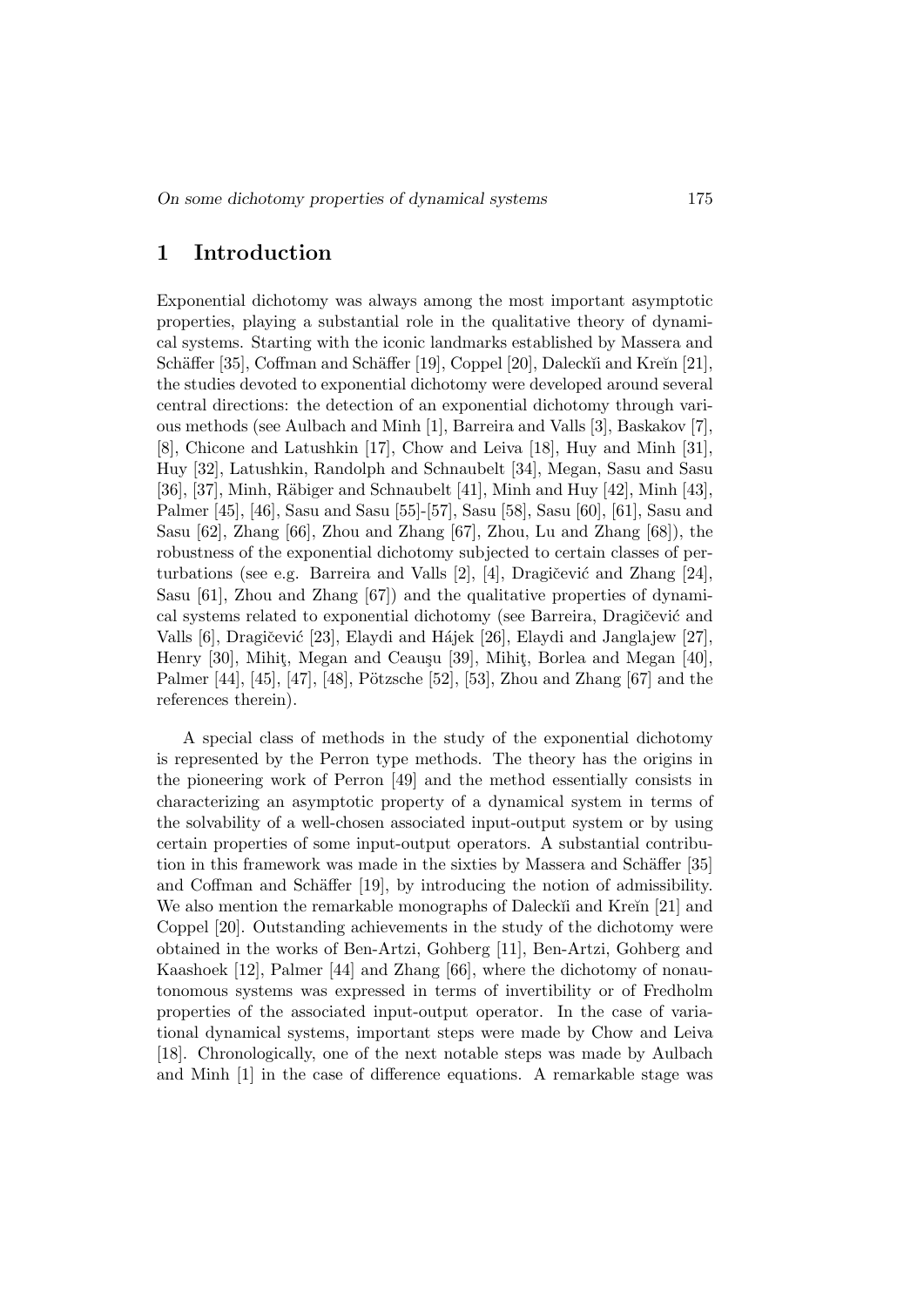# 1 Introduction

Exponential dichotomy was always among the most important asymptotic properties, playing a substantial role in the qualitative theory of dynamical systems. Starting with the iconic landmarks established by Massera and Schäffer [35], Coffman and Schäffer [19], Coppel [20], Daleckĭi and Kreĭn [21], the studies devoted to exponential dichotomy were developed around several central directions: the detection of an exponential dichotomy through various methods (see Aulbach and Minh [1], Barreira and Valls [3], Baskakov [7], [8], Chicone and Latushkin [17], Chow and Leiva [18], Huy and Minh [31], Huy [32], Latushkin, Randolph and Schnaubelt [34], Megan, Sasu and Sasu [36], [37], Minh, Räbiger and Schnaubelt [41], Minh and Huy [42], Minh [43], Palmer [45], [46], Sasu and Sasu [55]-[57], Sasu [58], Sasu [60], [61], Sasu and Sasu [62], Zhang [66], Zhou and Zhang [67], Zhou, Lu and Zhang [68]), the robustness of the exponential dichotomy subjected to certain classes of perturbations (see e.g. Barreira and Valls [2], [4], Dragičević and Zhang [24], Sasu [61], Zhou and Zhang [67]) and the qualitative properties of dynamical systems related to exponential dichotomy (see Barreira, Dragičević and Valls [6], Dragičević [23], Elaydi and Hájek [26], Elaydi and Janglajew [27], Henry [30], Mihiţ, Megan and Ceauşu [39], Mihiţ, Borlea and Megan [40], Palmer [44], [45], [47], [48], Pötzsche [52], [53], Zhou and Zhang [67] and the references therein).

A special class of methods in the study of the exponential dichotomy is represented by the Perron type methods. The theory has the origins in the pioneering work of Perron [49] and the method essentially consists in characterizing an asymptotic property of a dynamical system in terms of the solvability of a well-chosen associated input-output system or by using certain properties of some input-output operators. A substantial contribution in this framework was made in the sixties by Massera and Schäffer [35] and Coffman and Schäffer [19], by introducing the notion of admissibility. We also mention the remarkable monographs of Daleckĭi and Kreĭn [21] and Coppel [20]. Outstanding achievements in the study of the dichotomy were obtained in the works of Ben-Artzi, Gohberg [11], Ben-Artzi, Gohberg and Kaashoek [12], Palmer [44] and Zhang [66], where the dichotomy of nonautonomous systems was expressed in terms of invertibility or of Fredholm properties of the associated input-output operator. In the case of variational dynamical systems, important steps were made by Chow and Leiva [18]. Chronologically, one of the next notable steps was made by Aulbach and Minh [1] in the case of difference equations. A remarkable stage was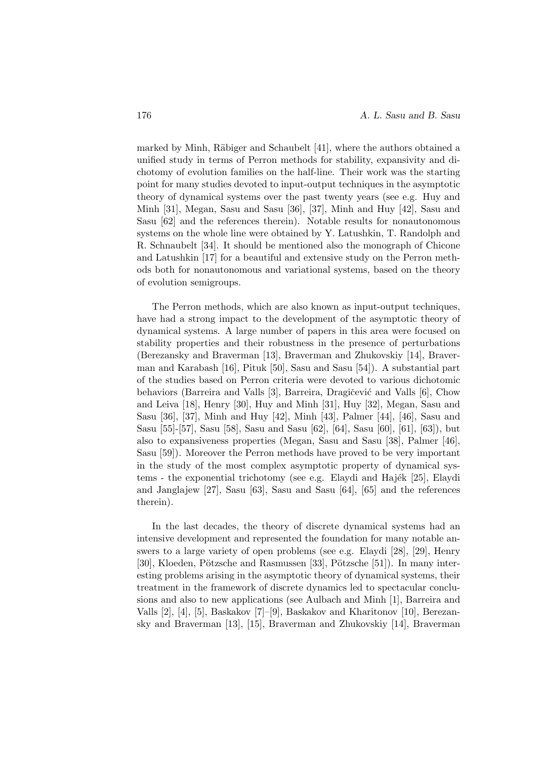marked by Minh, Räbiger and Schaubelt [41], where the authors obtained a unified study in terms of Perron methods for stability, expansivity and dichotomy of evolution families on the half-line. Their work was the starting point for many studies devoted to input-output techniques in the asymptotic theory of dynamical systems over the past twenty years (see e.g. Huy and Minh [31], Megan, Sasu and Sasu [36], [37], Minh and Huy [42], Sasu and Sasu [62] and the references therein). Notable results for nonautonomous systems on the whole line were obtained by Y. Latushkin, T. Randolph and R. Schnaubelt [34]. It should be mentioned also the monograph of Chicone and Latushkin [17] for a beautiful and extensive study on the Perron methods both for nonautonomous and variational systems, based on the theory of evolution semigroups.

The Perron methods, which are also known as input-output techniques, have had a strong impact to the development of the asymptotic theory of dynamical systems. A large number of papers in this area were focused on stability properties and their robustness in the presence of perturbations (Berezansky and Braverman [13], Braverman and Zhukovskiy [14], Braverman and Karabash [16], Pituk [50], Sasu and Sasu [54]). A substantial part of the studies based on Perron criteria were devoted to various dichotomic behaviors (Barreira and Valls [3], Barreira, Dragičević and Valls [6], Chow and Leiva [18], Henry [30], Huy and Minh [31], Huy [32], Megan, Sasu and Sasu [36], [37], Minh and Huy [42], Minh [43], Palmer [44], [46], Sasu and Sasu [55]-[57], Sasu [58], Sasu and Sasu [62], [64], Sasu [60], [61], [63]), but also to expansiveness properties (Megan, Sasu and Sasu [38], Palmer [46], Sasu [59]). Moreover the Perron methods have proved to be very important in the study of the most complex asymptotic property of dynamical systems - the exponential trichotomy (see e.g. Elaydi and Hajék [25], Elaydi and Janglajew [27], Sasu [63], Sasu and Sasu [64], [65] and the references therein).

In the last decades, the theory of discrete dynamical systems had an intensive development and represented the foundation for many notable answers to a large variety of open problems (see e.g. Elaydi [28], [29], Henry [30], Kloeden, Pötzsche and Rasmussen [33], Pötzsche [51]). In many interesting problems arising in the asymptotic theory of dynamical systems, their treatment in the framework of discrete dynamics led to spectacular conclusions and also to new applications (see Aulbach and Minh [1], Barreira and Valls [2], [4], [5], Baskakov [7]–[9], Baskakov and Kharitonov [10], Berezansky and Braverman [13], [15], Braverman and Zhukovskiy [14], Braverman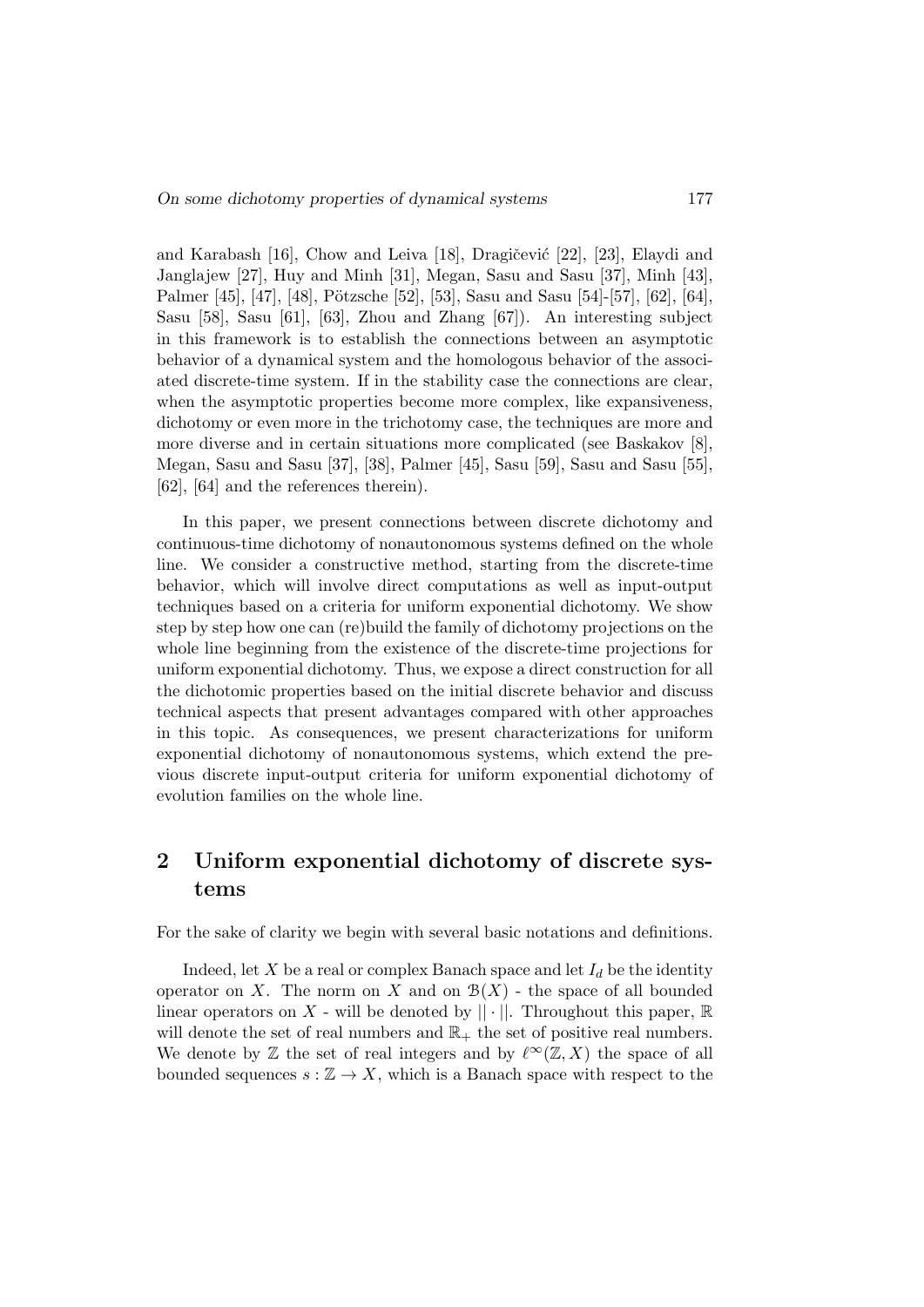and Karabash [16], Chow and Leiva [18], Dragičević [22], [23], Elaydi and Janglajew [27], Huy and Minh [31], Megan, Sasu and Sasu [37], Minh [43], Palmer [45], [47], [48], Pötzsche [52], [53], Sasu and Sasu [54]-[57], [62], [64], Sasu [58], Sasu [61], [63], Zhou and Zhang [67]). An interesting subject in this framework is to establish the connections between an asymptotic behavior of a dynamical system and the homologous behavior of the associated discrete-time system. If in the stability case the connections are clear, when the asymptotic properties become more complex, like expansiveness, dichotomy or even more in the trichotomy case, the techniques are more and more diverse and in certain situations more complicated (see Baskakov [8], Megan, Sasu and Sasu [37], [38], Palmer [45], Sasu [59], Sasu and Sasu [55], [62], [64] and the references therein).

In this paper, we present connections between discrete dichotomy and continuous-time dichotomy of nonautonomous systems defined on the whole line. We consider a constructive method, starting from the discrete-time behavior, which will involve direct computations as well as input-output techniques based on a criteria for uniform exponential dichotomy. We show step by step how one can (re)build the family of dichotomy projections on the whole line beginning from the existence of the discrete-time projections for uniform exponential dichotomy. Thus, we expose a direct construction for all the dichotomic properties based on the initial discrete behavior and discuss technical aspects that present advantages compared with other approaches in this topic. As consequences, we present characterizations for uniform exponential dichotomy of nonautonomous systems, which extend the previous discrete input-output criteria for uniform exponential dichotomy of evolution families on the whole line.

## 2 Uniform exponential dichotomy of discrete systems

For the sake of clarity we begin with several basic notations and definitions.

Indeed, let $X$ be a real or complex Banach space and let $I_d$ be the identity operator on $X$. The norm on $X$ and on $\mathcal{B}(X)$ - the space of all bounded linear operators on $X$ - will be denoted by $||\cdot||$. Throughout this paper, $\mathbb{R}$ will denote the set of real numbers and $\mathbb{R}_+$ the set of positive real numbers. We denote by $\mathbb{Z}$ the set of real integers and by $\ell^\infty(\mathbb{Z}, X)$ the space of all bounded sequences $s : \mathbb{Z} \to X$, which is a Banach space with respect to the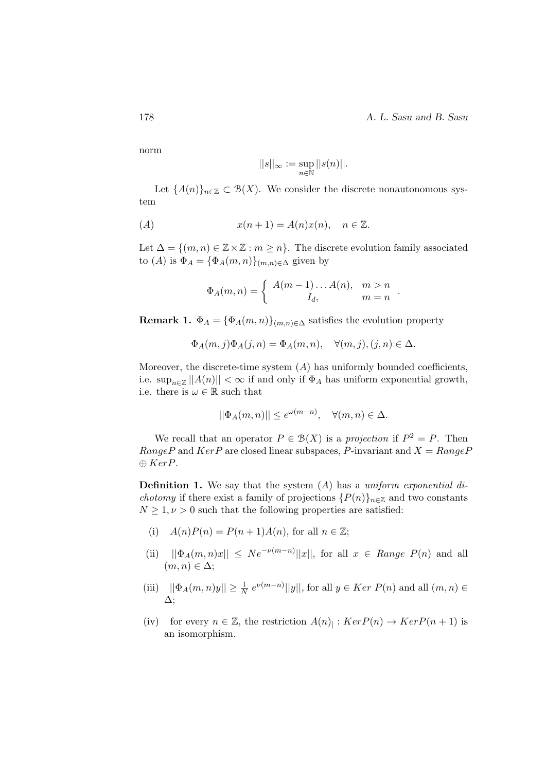norm

$$||s||_\infty := \sup_{n \in \mathbb{N}} ||s(n)||.$$

Let $\{A(n)\}_{n\in\mathbb{Z}} \subset \mathcal{B}(X)$. We consider the discrete nonautonomous system

$$(A) \qquad\qquad x(n+1) = A(n)x(n), \quad n \in \mathbb{Z}.$$

Let $\Delta = \{(m,n) \in \mathbb{Z}\times\mathbb{Z} : m \geq n\}$. The discrete evolution family associated to $(A)$ is $\Phi_A = \{\Phi_A(m,n)\}_{(m,n)\in\Delta}$ given by

$$\Phi_A(m,n) = \begin{cases} A(m-1)\dots A(n), & m > n \\ I_d, & m = n \end{cases}.$$

**Remark 1.** $\Phi_A = \{\Phi_A(m,n)\}_{(m,n)\in\Delta}$ satisfies the evolution property

$$\Phi_A(m,j)\Phi_A(j,n) = \Phi_A(m,n), \quad \forall (m,j),(j,n) \in \Delta.$$

Moreover, the discrete-time system $(A)$ has uniformly bounded coefficients, i.e. $\sup_{n\in\mathbb{Z}} ||A(n)|| < \infty$ if and only if $\Phi_A$ has uniform exponential growth, i.e. there is $\omega \in \mathbb{R}$ such that

$$||\Phi_A(m,n)|| \leq e^{\omega(m-n)}, \quad \forall (m,n) \in \Delta.$$

We recall that an operator $P \in \mathcal{B}(X)$ is a *projection* if $P^2 = P$. Then $Range P$ and $Ker P$ are closed linear subspaces, $P$-invariant and $X = Range P \oplus Ker P$.

**Definition 1.** We say that the system $(A)$ has a *uniform exponential dichotomy* if there exist a family of projections $\{P(n)\}_{n\in\mathbb{Z}}$ and two constants $N \geq 1, \nu > 0$ such that the following properties are satisfied:

- (i) $A(n)P(n) = P(n+1)A(n)$, for all $n \in \mathbb{Z}$;
- (ii) $||\Phi_A(m,n)x|| \leq Ne^{-\nu(m-n)}||x||$, for all $x \in$ *Range* $P(n)$ and all $(m,n) \in \Delta$;
- (iii) $||\Phi_A(m,n)y|| \geq \frac{1}{N}\, e^{\nu(m-n)}||y||$, for all $y \in$ *Ker* $P(n)$ and all $(m,n) \in \Delta$;
- (iv) for every $n \in \mathbb{Z}$, the restriction $A(n)_| : Ker P(n) \to Ker P(n+1)$ is an isomorphism.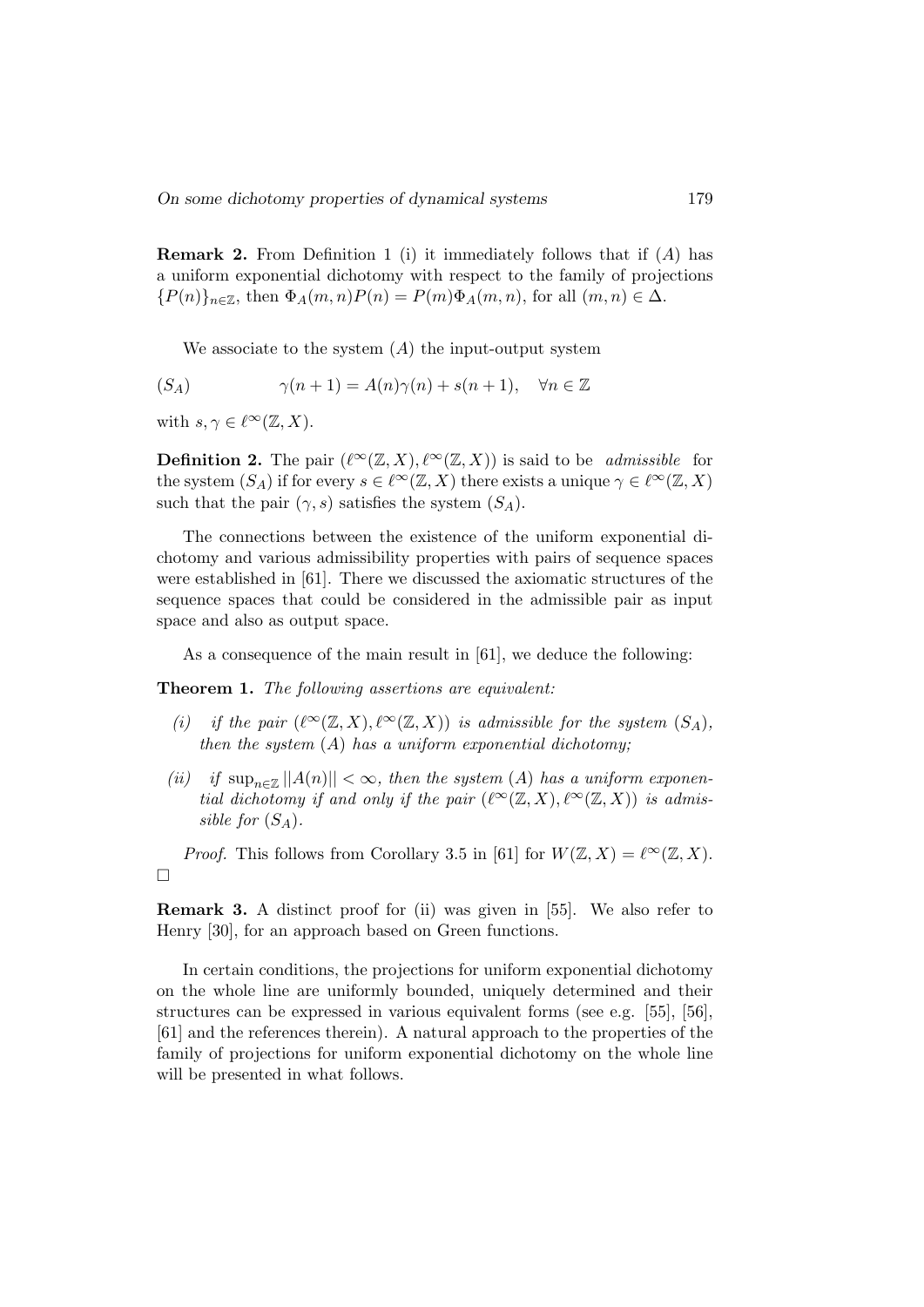**Remark 2.** From Definition 1 (i) it immediately follows that if $(A)$ has a uniform exponential dichotomy with respect to the family of projections $\{P(n)\}_{n\in\mathbb{Z}}$, then $\Phi_A(m,n)P(n) = P(m)\Phi_A(m,n)$, for all $(m,n) \in \Delta$.

We associate to the system $(A)$ the input-output system

$$(S_A) \qquad \gamma(n+1) = A(n)\gamma(n) + s(n+1), \quad \forall n \in \mathbb{Z}$$

with $s, \gamma \in \ell^\infty(\mathbb{Z}, X)$.

**Definition 2.** The pair $(\ell^\infty(\mathbb{Z}, X), \ell^\infty(\mathbb{Z}, X))$ is said to be *admissible* for the system $(S_A)$ if for every $s \in \ell^\infty(\mathbb{Z}, X)$ there exists a unique $\gamma \in \ell^\infty(\mathbb{Z}, X)$ such that the pair $(\gamma, s)$ satisfies the system $(S_A)$.

The connections between the existence of the uniform exponential dichotomy and various admissibility properties with pairs of sequence spaces were established in [61]. There we discussed the axiomatic structures of the sequence spaces that could be considered in the admissible pair as input space and also as output space.

As a consequence of the main result in [61], we deduce the following:

**Theorem 1.** *The following assertions are equivalent:*

- *(i) if the pair $(\ell^\infty(\mathbb{Z}, X), \ell^\infty(\mathbb{Z}, X))$ is admissible for the system $(S_A)$, then the system $(A)$ has a uniform exponential dichotomy;*
- *(ii) if $\sup_{n\in\mathbb{Z}} ||A(n)|| < \infty$, then the system $(A)$ has a uniform exponential dichotomy if and only if the pair $(\ell^\infty(\mathbb{Z}, X), \ell^\infty(\mathbb{Z}, X))$ is admissible for $(S_A)$.*

*Proof.* This follows from Corollary 3.5 in [61] for $W(\mathbb{Z}, X) = \ell^\infty(\mathbb{Z}, X)$. □

**Remark 3.** A distinct proof for (ii) was given in [55]. We also refer to Henry [30], for an approach based on Green functions.

In certain conditions, the projections for uniform exponential dichotomy on the whole line are uniformly bounded, uniquely determined and their structures can be expressed in various equivalent forms (see e.g. [55], [56], [61] and the references therein). A natural approach to the properties of the family of projections for uniform exponential dichotomy on the whole line will be presented in what follows.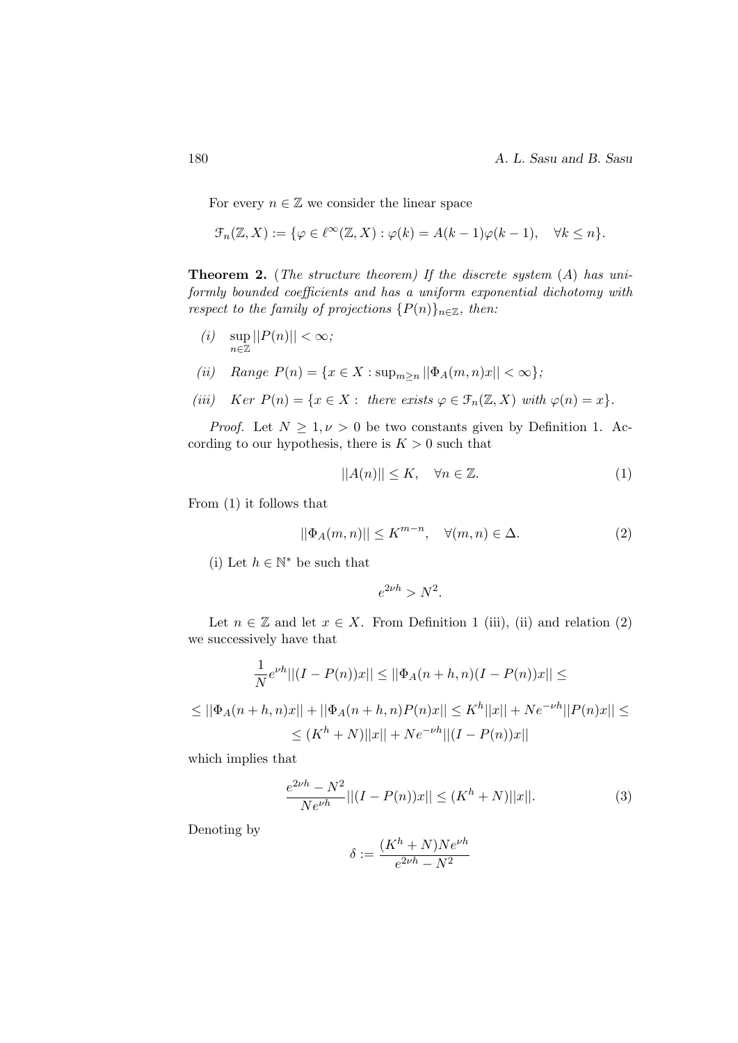For every $n \in \mathbb{Z}$ we consider the linear space

$$\mathcal{F}_n(\mathbb{Z}, X) := \{\varphi \in \ell^\infty(\mathbb{Z}, X) : \varphi(k) = A(k-1)\varphi(k-1), \quad \forall k \leq n\}.$$

**Theorem 2.** (*The structure theorem*) *If the discrete system* $(A)$ *has uniformly bounded coefficients and has a uniform exponential dichotomy with respect to the family of projections* $\{P(n)\}_{n\in\mathbb{Z}}$*, then:*

*(i)* $\sup_{n\in\mathbb{Z}} ||P(n)|| < \infty$*;*

*(ii)* *Range* $P(n) = \{x \in X : \sup_{m\geq n} ||\Phi_A(m,n)x|| < \infty\}$*;*

*(iii)* *Ker* $P(n) = \{x \in X :$ *there exists* $\varphi \in \mathcal{F}_n(\mathbb{Z}, X)$ *with* $\varphi(n) = x\}$.

*Proof.* Let $N \geq 1, \nu > 0$ be two constants given by Definition 1. According to our hypothesis, there is $K > 0$ such that

$$||A(n)|| \leq K, \quad \forall n \in \mathbb{Z}. \tag{1}$$

From (1) it follows that

$$||\Phi_A(m,n)|| \leq K^{m-n}, \quad \forall (m,n) \in \Delta. \tag{2}$$

(i) Let $h \in \mathbb{N}^*$ be such that

$$e^{2\nu h} > N^2.$$

Let $n \in \mathbb{Z}$ and let $x \in X$. From Definition 1 (iii), (ii) and relation (2) we successively have that

$$\frac{1}{N}e^{\nu h}||(I-P(n))x|| \leq ||\Phi_A(n+h,n)(I-P(n))x|| \leq$$

$$\leq ||\Phi_A(n+h,n)x|| + ||\Phi_A(n+h,n)P(n)x|| \leq K^h||x|| + Ne^{-\nu h}||P(n)x|| \leq$$

$$\leq (K^h + N)||x|| + Ne^{-\nu h}||(I-P(n))x||$$

which implies that

$$\frac{e^{2\nu h} - N^2}{Ne^{\nu h}}||(I-P(n))x|| \leq (K^h + N)||x||. \tag{3}$$

Denoting by

$$\delta := \frac{(K^h + N)Ne^{\nu h}}{e^{2\nu h} - N^2}$$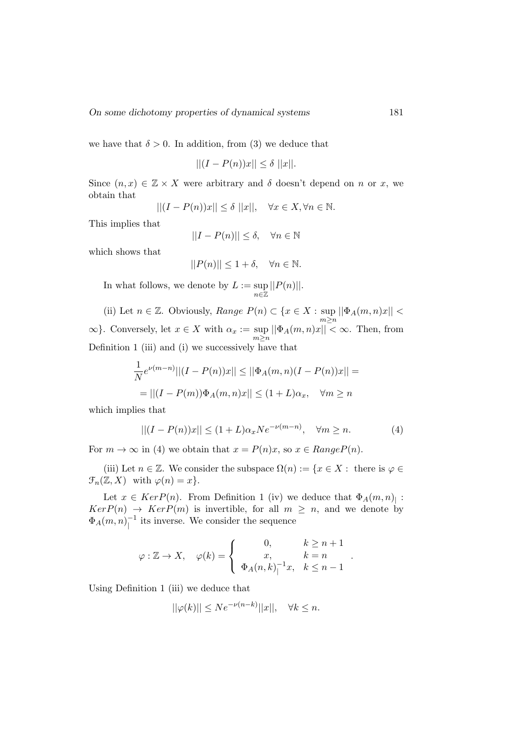we have that $\delta > 0$. In addition, from (3) we deduce that

$$||(I - P(n))x|| \leq \delta \; ||x||.$$

Since $(n, x) \in \mathbb{Z} \times X$ were arbitrary and $\delta$ doesn't depend on $n$ or $x$, we obtain that

$$||(I - P(n))x|| \leq \delta \; ||x||, \quad \forall x \in X, \forall n \in \mathbb{N}.$$

This implies that

$$||I - P(n)|| \leq \delta, \quad \forall n \in \mathbb{N}$$

which shows that

$$||P(n)|| \leq 1 + \delta, \quad \forall n \in \mathbb{N}.$$

In what follows, we denote by $L := \sup\limits_{n \in \mathbb{Z}} ||P(n)||$.

(ii) Let $n \in \mathbb{Z}$. Obviously, *Range* $P(n) \subset \{x \in X : \sup\limits_{m \geq n} ||\Phi_A(m, n)x|| < \infty\}$. Conversely, let $x \in X$ with $\alpha_x := \sup\limits_{m \geq n} ||\Phi_A(m, n)x|| < \infty$. Then, from Definition 1 (iii) and (i) we successively have that

$$\frac{1}{N} e^{\nu(m-n)} ||(I - P(n))x|| \leq ||\Phi_A(m, n)(I - P(n))x|| =$$

$$= ||(I - P(m))\Phi_A(m, n)x|| \leq (1 + L)\alpha_x, \quad \forall m \geq n$$

which implies that

$$||(I - P(n))x|| \leq (1 + L)\alpha_x N e^{-\nu(m-n)}, \quad \forall m \geq n. \tag{4}$$

For $m \to \infty$ in (4) we obtain that $x = P(n)x$, so $x \in Range P(n)$.

(iii) Let $n \in \mathbb{Z}$. We consider the subspace $\Omega(n) := \{x \in X : \text{ there is } \varphi \in \mathcal{F}_n(\mathbb{Z}, X) \text{ with } \varphi(n) = x\}$.

Let $x \in Ker P(n)$. From Definition 1 (iv) we deduce that $\Phi_A(m, n)_| : Ker P(n) \to Ker P(m)$ is invertible, for all $m \geq n$, and we denote by $\Phi_A(m, n)_|^{-1}$ its inverse. We consider the sequence

$$\varphi : \mathbb{Z} \to X, \quad \varphi(k) = \begin{cases} 0, & k \geq n + 1 \\ x, & k = n \\ \Phi_A(n, k)_|^{-1} x, & k \leq n - 1 \end{cases}.$$

Using Definition 1 (iii) we deduce that

$$||\varphi(k)|| \leq N e^{-\nu(n-k)} ||x||, \quad \forall k \leq n.$$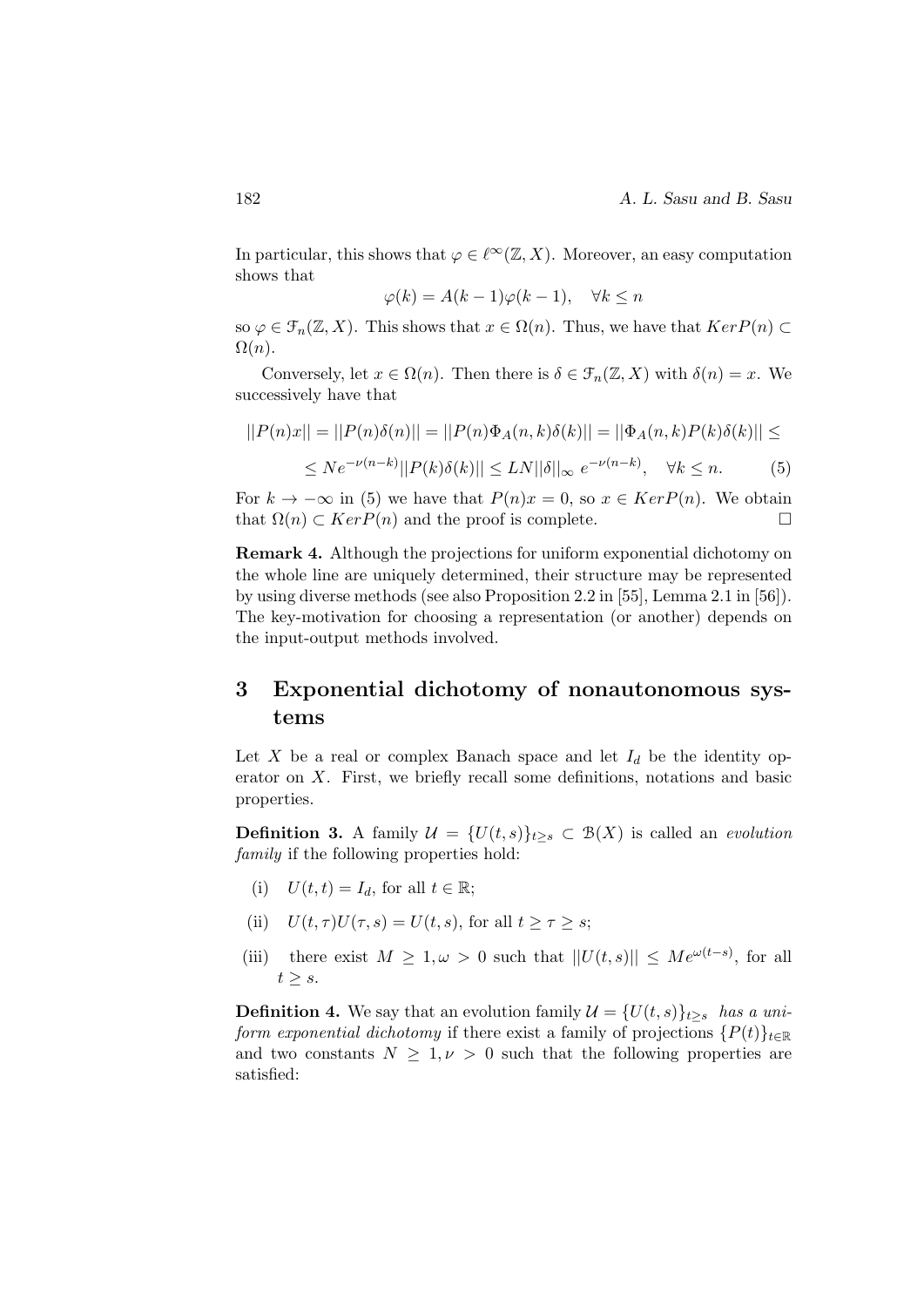In particular, this shows that $\varphi \in \ell^\infty(\mathbb{Z}, X)$. Moreover, an easy computation shows that

$$\varphi(k) = A(k-1)\varphi(k-1), \quad \forall k \leq n$$

so $\varphi \in \mathcal{F}_n(\mathbb{Z}, X)$. This shows that $x \in \Omega(n)$. Thus, we have that $Ker P(n) \subset \Omega(n)$.

Conversely, let $x \in \Omega(n)$. Then there is $\delta \in \mathcal{F}_n(\mathbb{Z}, X)$ with $\delta(n) = x$. We successively have that

$$||P(n)x|| = ||P(n)\delta(n)|| = ||P(n)\Phi_A(n,k)\delta(k)|| = ||\Phi_A(n,k)P(k)\delta(k)|| \leq$$

$$\leq N e^{-\nu(n-k)} ||P(k)\delta(k)|| \leq LN ||\delta||_\infty \, e^{-\nu(n-k)}, \quad \forall k \leq n. \tag{5}$$

For $k \to -\infty$ in (5) we have that $P(n)x = 0$, so $x \in Ker P(n)$. We obtain that $\Omega(n) \subset Ker P(n)$ and the proof is complete. $\square$

**Remark 4.** Although the projections for uniform exponential dichotomy on the whole line are uniquely determined, their structure may be represented by using diverse methods (see also Proposition 2.2 in [55], Lemma 2.1 in [56]). The key-motivation for choosing a representation (or another) depends on the input-output methods involved.

# 3 Exponential dichotomy of nonautonomous systems

Let $X$ be a real or complex Banach space and let $I_d$ be the identity operator on $X$. First, we briefly recall some definitions, notations and basic properties.

**Definition 3.** A family $\mathcal{U} = \{U(t,s)\}_{t \geq s} \subset \mathcal{B}(X)$ is called an *evolution family* if the following properties hold:

(i) $U(t,t) = I_d$, for all $t \in \mathbb{R}$;

(ii) $U(t,\tau)U(\tau,s) = U(t,s)$, for all $t \geq \tau \geq s$;

(iii) there exist $M \geq 1, \omega > 0$ such that $||U(t,s)|| \leq Me^{\omega(t-s)}$, for all $t \geq s$.

**Definition 4.** We say that an evolution family $\mathcal{U} = \{U(t,s)\}_{t \geq s}$ *has a uniform exponential dichotomy* if there exist a family of projections $\{P(t)\}_{t \in \mathbb{R}}$ and two constants $N \geq 1, \nu > 0$ such that the following properties are satisfied: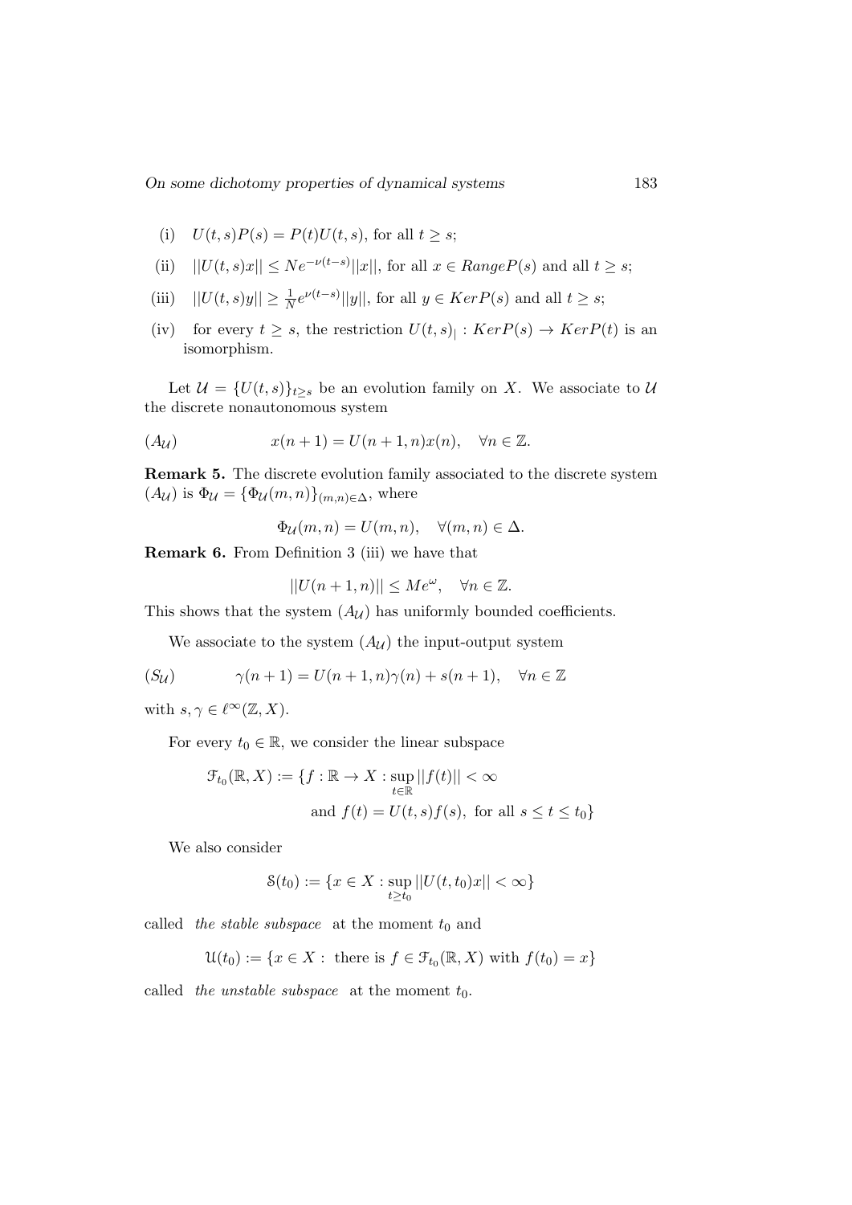(i) $U(t,s)P(s) = P(t)U(t,s)$, for all $t \geq s$;

(ii) $||U(t,s)x|| \leq Ne^{-\nu(t-s)}||x||$, for all $x \in Range P(s)$ and all $t \geq s$;

(iii) $||U(t,s)y|| \geq \frac{1}{N}e^{\nu(t-s)}||y||$, for all $y \in Ker P(s)$ and all $t \geq s$;

(iv) for every $t \geq s$, the restriction $U(t,s)_| : Ker P(s) \to Ker P(t)$ is an isomorphism.

Let $\mathcal{U} = \{U(t,s)\}_{t \geq s}$ be an evolution family on $X$. We associate to $\mathcal{U}$ the discrete nonautonomous system

$$(A_{\mathcal{U}}) \qquad x(n+1) = U(n+1,n)x(n), \quad \forall n \in \mathbb{Z}.$$

**Remark 5.** The discrete evolution family associated to the discrete system $(A_{\mathcal{U}})$ is $\Phi_{\mathcal{U}} = \{\Phi_{\mathcal{U}}(m,n)\}_{(m,n)\in\Delta}$, where

$$\Phi_{\mathcal{U}}(m,n) = U(m,n), \quad \forall (m,n) \in \Delta.$$

**Remark 6.** From Definition 3 (iii) we have that

$$||U(n+1,n)|| \leq Me^{\omega}, \quad \forall n \in \mathbb{Z}.$$

This shows that the system $(A_{\mathcal{U}})$ has uniformly bounded coefficients.

We associate to the system $(A_{\mathcal{U}})$ the input-output system

$$(S_{\mathcal{U}}) \qquad \gamma(n+1) = U(n+1,n)\gamma(n) + s(n+1), \quad \forall n \in \mathbb{Z}$$

with $s, \gamma \in \ell^{\infty}(\mathbb{Z}, X)$.

For every $t_0 \in \mathbb{R}$, we consider the linear subspace

$$\mathcal{F}_{t_0}(\mathbb{R}, X) := \{f : \mathbb{R} \to X : \sup_{t\in\mathbb{R}} ||f(t)|| < \infty \text{ and } f(t) = U(t,s)f(s), \text{ for all } s \leq t \leq t_0\}$$

We also consider

$$\mathcal{S}(t_0) := \{x \in X : \sup_{t \geq t_0} ||U(t,t_0)x|| < \infty\}$$

called *the stable subspace* at the moment $t_0$ and

$$\mathcal{U}(t_0) := \{x \in X : \text{ there is } f \in \mathcal{F}_{t_0}(\mathbb{R}, X) \text{ with } f(t_0) = x\}$$

called *the unstable subspace* at the moment $t_0$.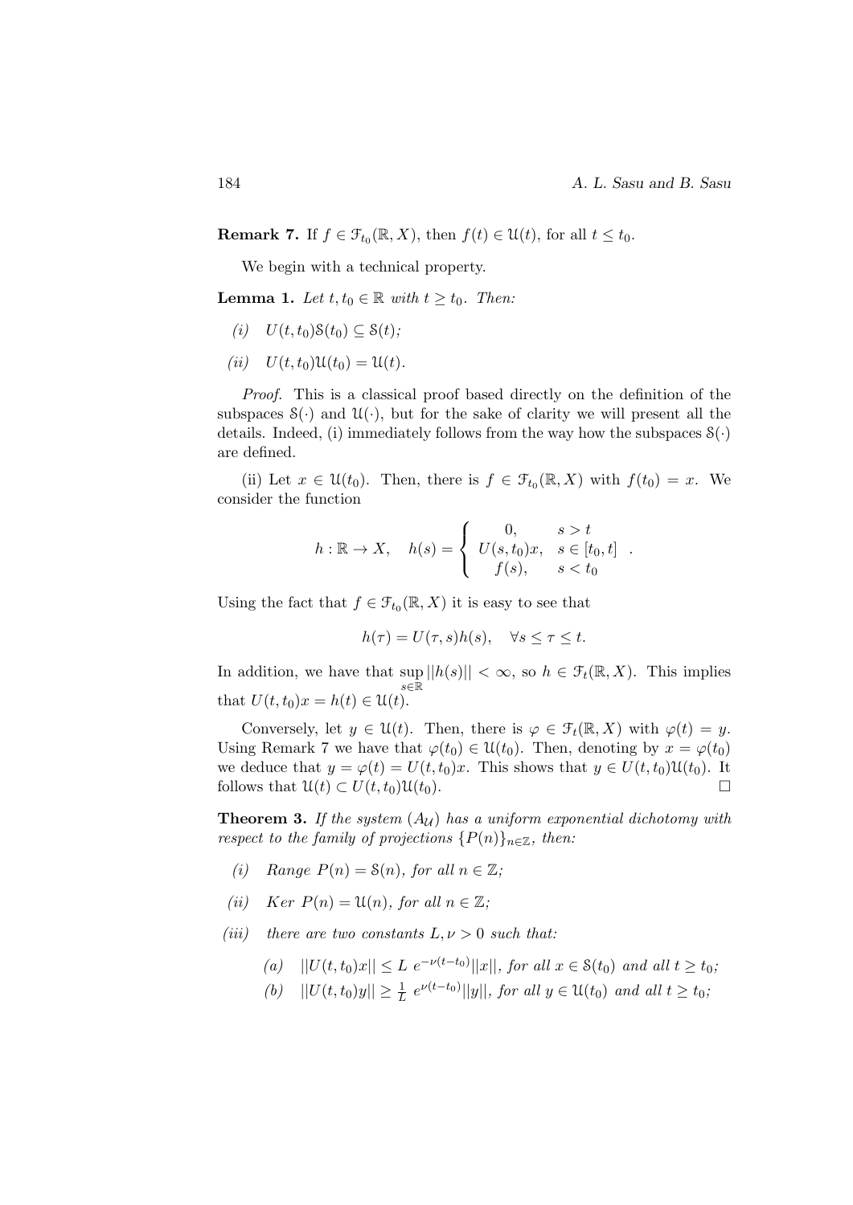**Remark 7.** If $f \in \mathcal{F}_{t_0}(\mathbb{R}, X)$, then $f(t) \in \mathcal{U}(t)$, for all $t \le t_0$.

We begin with a technical property.

**Lemma 1.** *Let $t, t_0 \in \mathbb{R}$ with $t \ge t_0$. Then:*

*(i)* $U(t, t_0)\mathcal{S}(t_0) \subseteq \mathcal{S}(t)$*;*

*(ii)* $U(t, t_0)\mathcal{U}(t_0) = \mathcal{U}(t)$*.*

*Proof.* This is a classical proof based directly on the definition of the subspaces $\mathcal{S}(\cdot)$ and $\mathcal{U}(\cdot)$, but for the sake of clarity we will present all the details. Indeed, (i) immediately follows from the way how the subspaces $\mathcal{S}(\cdot)$ are defined.

(ii) Let $x \in \mathcal{U}(t_0)$. Then, there is $f \in \mathcal{F}_{t_0}(\mathbb{R}, X)$ with $f(t_0) = x$. We consider the function

$$h : \mathbb{R} \to X, \quad h(s) = \begin{cases} 0, & s > t \\ U(s, t_0)x, & s \in [t_0, t] \\ f(s), & s < t_0 \end{cases} .$$

Using the fact that $f \in \mathcal{F}_{t_0}(\mathbb{R}, X)$ it is easy to see that

$$h(\tau) = U(\tau, s)h(s), \quad \forall s \le \tau \le t.$$

In addition, we have that $\sup_{s \in \mathbb{R}} ||h(s)|| < \infty$, so $h \in \mathcal{F}_t(\mathbb{R}, X)$. This implies that $U(t, t_0)x = h(t) \in \mathcal{U}(t)$.

Conversely, let $y \in \mathcal{U}(t)$. Then, there is $\varphi \in \mathcal{F}_t(\mathbb{R}, X)$ with $\varphi(t) = y$. Using Remark 7 we have that $\varphi(t_0) \in \mathcal{U}(t_0)$. Then, denoting by $x = \varphi(t_0)$ we deduce that $y = \varphi(t) = U(t, t_0)x$. This shows that $y \in U(t, t_0)\mathcal{U}(t_0)$. It follows that $\mathcal{U}(t) \subset U(t, t_0)\mathcal{U}(t_0)$. $\square$

**Theorem 3.** *If the system $(A_{\mathcal{U}})$ has a uniform exponential dichotomy with respect to the family of projections $\{P(n)\}_{n \in \mathbb{Z}}$, then:*

*(i)* *Range* $P(n) = \mathcal{S}(n)$*, for all* $n \in \mathbb{Z}$*;*

*(ii)* *Ker* $P(n) = \mathcal{U}(n)$*, for all* $n \in \mathbb{Z}$*;*

*(iii)* *there are two constants $L, \nu > 0$ such that:*

*(a)* $||U(t, t_0)x|| \le L\ e^{-\nu(t-t_0)}||x||$*, for all* $x \in \mathcal{S}(t_0)$ *and all* $t \ge t_0$*;*

*(b)* $||U(t, t_0)y|| \ge \frac{1}{L}\ e^{\nu(t-t_0)}||y||$*, for all* $y \in \mathcal{U}(t_0)$ *and all* $t \ge t_0$*;*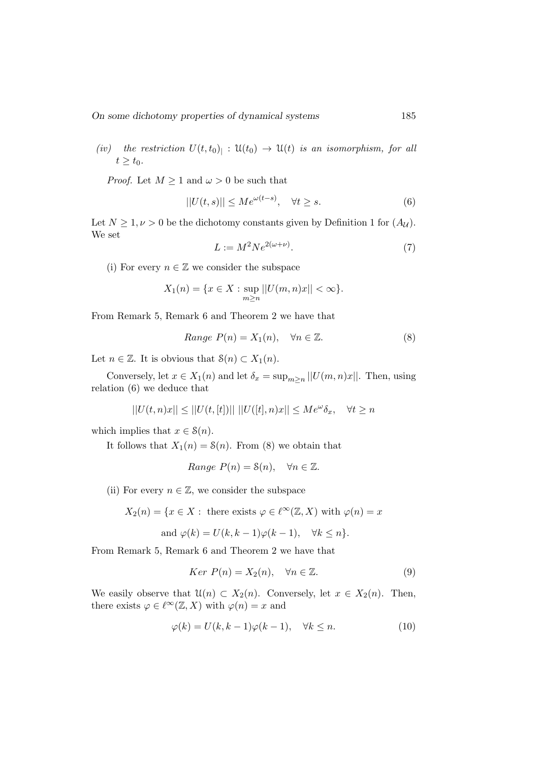*(iv)* *the restriction* $U(t, t_0)_| : \mathcal{U}(t_0) \to \mathcal{U}(t)$ *is an isomorphism, for all* $t \geq t_0$.

*Proof.* Let $M \geq 1$ and $\omega > 0$ be such that

$$||U(t, s)|| \leq Me^{\omega(t-s)}, \quad \forall t \geq s. \tag{6}$$

Let $N \geq 1, \nu > 0$ be the dichotomy constants given by Definition 1 for $(A_{\mathcal{U}})$. We set

$$L := M^2 N e^{2(\omega+\nu)}. \tag{7}$$

(i) For every $n \in \mathbb{Z}$ we consider the subspace

$$X_1(n) = \{x \in X : \sup_{m \geq n} ||U(m, n)x|| < \infty\}.$$

From Remark 5, Remark 6 and Theorem 2 we have that

$$Range\ P(n) = X_1(n), \quad \forall n \in \mathbb{Z}. \tag{8}$$

Let $n \in \mathbb{Z}$. It is obvious that $\mathcal{S}(n) \subset X_1(n)$.

Conversely, let $x \in X_1(n)$ and let $\delta_x = \sup_{m \geq n} ||U(m, n)x||$. Then, using relation (6) we deduce that

$$||U(t, n)x|| \leq ||U(t, [t])|| \, ||U([t], n)x|| \leq Me^{\omega}\delta_x, \quad \forall t \geq n$$

which implies that $x \in \mathcal{S}(n)$.

It follows that $X_1(n) = \mathcal{S}(n)$. From (8) we obtain that

$$Range\ P(n) = \mathcal{S}(n), \quad \forall n \in \mathbb{Z}.$$

(ii) For every $n \in \mathbb{Z}$, we consider the subspace

$$X_2(n) = \{x \in X : \text{ there exists } \varphi \in \ell^\infty(\mathbb{Z}, X) \text{ with } \varphi(n) = x$$

$$\text{and } \varphi(k) = U(k, k-1)\varphi(k-1), \quad \forall k \leq n\}.$$

From Remark 5, Remark 6 and Theorem 2 we have that

$$Ker\ P(n) = X_2(n), \quad \forall n \in \mathbb{Z}. \tag{9}$$

We easily observe that $\mathcal{U}(n) \subset X_2(n)$. Conversely, let $x \in X_2(n)$. Then, there exists $\varphi \in \ell^\infty(\mathbb{Z}, X)$ with $\varphi(n) = x$ and

$$\varphi(k) = U(k, k-1)\varphi(k-1), \quad \forall k \leq n. \tag{10}$$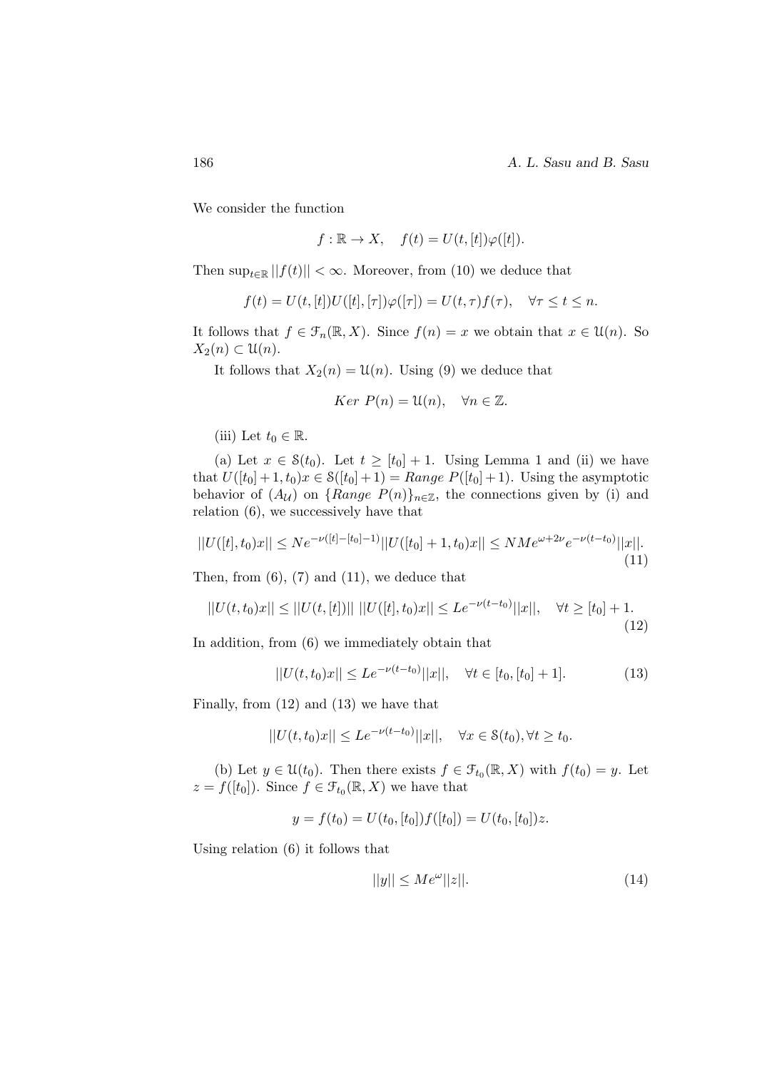We consider the function

$$f : \mathbb{R} \to X, \quad f(t) = U(t, [t])\varphi([t]).$$

Then $\sup_{t \in \mathbb{R}} ||f(t)|| < \infty$. Moreover, from (10) we deduce that

$$f(t) = U(t, [t])U([t], [\tau])\varphi([\tau]) = U(t, \tau)f(\tau), \quad \forall \tau \le t \le n.$$

It follows that $f \in \mathcal{F}_n(\mathbb{R}, X)$. Since $f(n) = x$ we obtain that $x \in \mathcal{U}(n)$. So $X_2(n) \subset \mathcal{U}(n)$.

It follows that $X_2(n) = \mathcal{U}(n)$. Using (9) we deduce that

$$Ker\ P(n) = \mathcal{U}(n), \quad \forall n \in \mathbb{Z}.$$

(iii) Let $t_0 \in \mathbb{R}$.

(a) Let $x \in \mathcal{S}(t_0)$. Let $t \ge [t_0] + 1$. Using Lemma 1 and (ii) we have that $U([t_0] + 1, t_0)x \in \mathcal{S}([t_0] + 1) = Range\ P([t_0] + 1)$. Using the asymptotic behavior of $(A_{\mathcal{U}})$ on $\{Range\ P(n)\}_{n \in \mathbb{Z}}$, the connections given by (i) and relation (6), we successively have that

$$||U([t], t_0)x|| \le Ne^{-\nu([t]-[t_0]-1)}||U([t_0] + 1, t_0)x|| \le NMe^{\omega+2\nu}e^{-\nu(t-t_0)}||x||. \tag{11}$$

Then, from (6), (7) and (11), we deduce that

$$||U(t, t_0)x|| \le ||U(t, [t])||\ ||U([t], t_0)x|| \le Le^{-\nu(t-t_0)}||x||, \quad \forall t \ge [t_0] + 1. \tag{12}$$

In addition, from (6) we immediately obtain that

$$||U(t, t_0)x|| \le Le^{-\nu(t-t_0)}||x||, \quad \forall t \in [t_0, [t_0] + 1]. \tag{13}$$

Finally, from (12) and (13) we have that

$$||U(t, t_0)x|| \le Le^{-\nu(t-t_0)}||x||, \quad \forall x \in \mathcal{S}(t_0), \forall t \ge t_0.$$

(b) Let $y \in \mathcal{U}(t_0)$. Then there exists $f \in \mathcal{F}_{t_0}(\mathbb{R}, X)$ with $f(t_0) = y$. Let $z = f([t_0])$. Since $f \in \mathcal{F}_{t_0}(\mathbb{R}, X)$ we have that

$$y = f(t_0) = U(t_0, [t_0])f([t_0]) = U(t_0, [t_0])z.$$

Using relation (6) it follows that

$$||y|| \le Me^{\omega}||z||. \tag{14}$$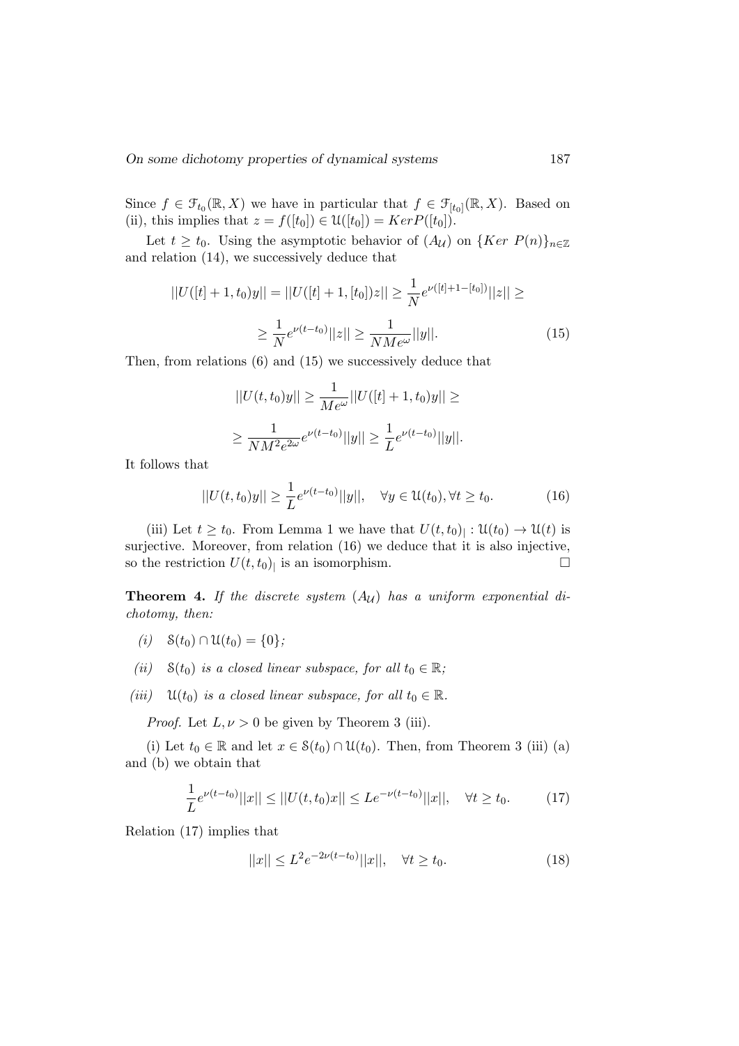Since $f \in \mathcal{F}_{t_0}(\mathbb{R}, X)$ we have in particular that $f \in \mathcal{F}_{[t_0]}(\mathbb{R}, X)$. Based on (ii), this implies that $z = f([t_0]) \in \mathcal{U}([t_0]) = Ker P([t_0])$.

Let $t \geq t_0$. Using the asymptotic behavior of $(A_{\mathcal{U}})$ on $\{Ker\ P(n)\}_{n \in \mathbb{Z}}$ and relation (14), we successively deduce that

$$||U([t]+1, t_0)y|| = ||U([t]+1, [t_0])z|| \geq \frac{1}{N} e^{\nu([t]+1-[t_0])}||z|| \geq$$

$$\geq \frac{1}{N} e^{\nu(t-t_0)}||z|| \geq \frac{1}{NMe^{\omega}}||y||. \tag{15}$$

Then, from relations (6) and (15) we successively deduce that

$$||U(t, t_0)y|| \geq \frac{1}{Me^{\omega}}||U([t]+1, t_0)y|| \geq$$

$$\geq \frac{1}{NM^2 e^{2\omega}} e^{\nu(t-t_0)}||y|| \geq \frac{1}{L} e^{\nu(t-t_0)}||y||.$$

It follows that

$$||U(t, t_0)y|| \geq \frac{1}{L} e^{\nu(t-t_0)}||y||, \quad \forall y \in \mathcal{U}(t_0), \forall t \geq t_0. \tag{16}$$

(iii) Let $t \geq t_0$. From Lemma 1 we have that $U(t, t_0)_| : \mathcal{U}(t_0) \to \mathcal{U}(t)$ is surjective. Moreover, from relation (16) we deduce that it is also injective, so the restriction $U(t, t_0)_|$ is an isomorphism. □

**Theorem 4.** *If the discrete system $(A_{\mathcal{U}})$ has a uniform exponential dichotomy, then:*

*(i)* $\mathcal{S}(t_0) \cap \mathcal{U}(t_0) = \{0\}$*;*

*(ii)* $\mathcal{S}(t_0)$ *is a closed linear subspace, for all* $t_0 \in \mathbb{R}$*;*

*(iii)* $\mathcal{U}(t_0)$ *is a closed linear subspace, for all* $t_0 \in \mathbb{R}$*.*

*Proof.* Let $L, \nu > 0$ be given by Theorem 3 (iii).

(i) Let $t_0 \in \mathbb{R}$ and let $x \in \mathcal{S}(t_0) \cap \mathcal{U}(t_0)$. Then, from Theorem 3 (iii) (a) and (b) we obtain that

$$\frac{1}{L} e^{\nu(t-t_0)}||x|| \leq ||U(t, t_0)x|| \leq Le^{-\nu(t-t_0)}||x||, \quad \forall t \geq t_0. \tag{17}$$

Relation (17) implies that

$$||x|| \leq L^2 e^{-2\nu(t-t_0)}||x||, \quad \forall t \geq t_0. \tag{18}$$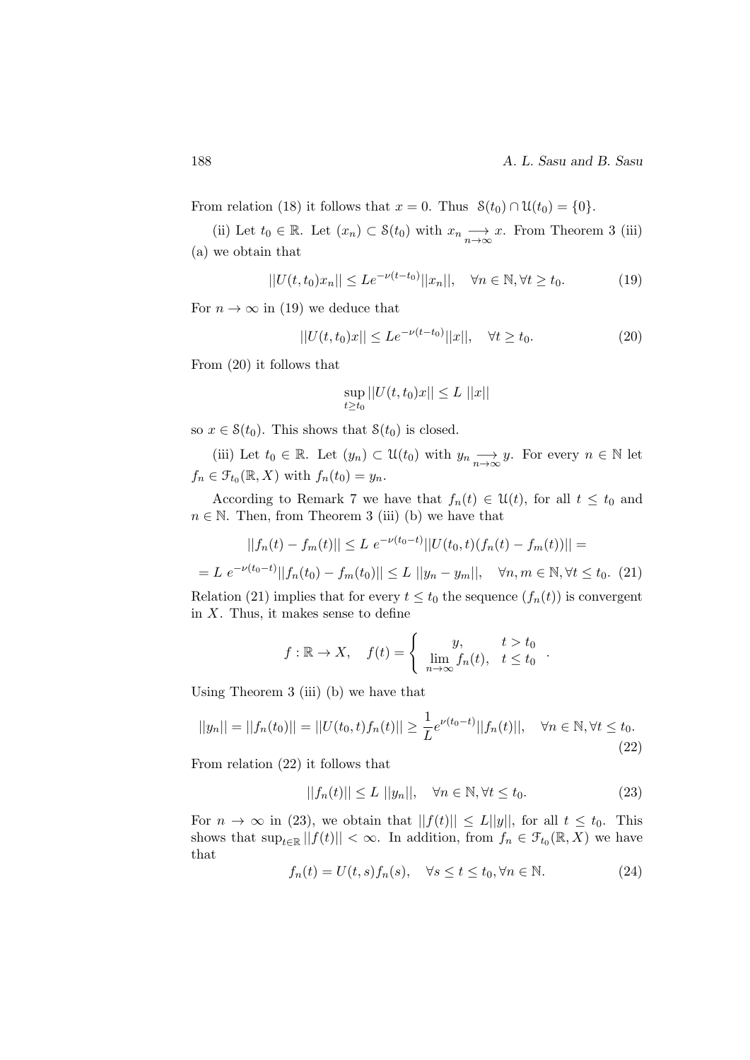From relation (18) it follows that $x = 0$. Thus $\mathcal{S}(t_0) \cap \mathcal{U}(t_0) = \{0\}$.

(ii) Let $t_0 \in \mathbb{R}$. Let $(x_n) \subset \mathcal{S}(t_0)$ with $x_n \underset{n\to\infty}{\longrightarrow} x$. From Theorem 3 (iii) (a) we obtain that

$$||U(t, t_0)x_n|| \le Le^{-\nu(t-t_0)}||x_n||, \quad \forall n \in \mathbb{N}, \forall t \ge t_0. \tag{19}$$

For $n \to \infty$ in (19) we deduce that

$$||U(t, t_0)x|| \le Le^{-\nu(t-t_0)}||x||, \quad \forall t \ge t_0. \tag{20}$$

From (20) it follows that

$$\sup_{t\ge t_0} ||U(t, t_0)x|| \le L\ ||x||$$

so $x \in \mathcal{S}(t_0)$. This shows that $\mathcal{S}(t_0)$ is closed.

(iii) Let $t_0 \in \mathbb{R}$. Let $(y_n) \subset \mathcal{U}(t_0)$ with $y_n \underset{n\to\infty}{\longrightarrow} y$. For every $n \in \mathbb{N}$ let $f_n \in \mathcal{F}_{t_0}(\mathbb{R}, X)$ with $f_n(t_0) = y_n$.

According to Remark 7 we have that $f_n(t) \in \mathcal{U}(t)$, for all $t \le t_0$ and $n \in \mathbb{N}$. Then, from Theorem 3 (iii) (b) we have that

$$||f_n(t) - f_m(t)|| \le L\ e^{-\nu(t_0-t)}||U(t_0, t)(f_n(t) - f_m(t))|| =$$

$$= L\ e^{-\nu(t_0-t)}||f_n(t_0) - f_m(t_0)|| \le L\ ||y_n - y_m||, \quad \forall n, m \in \mathbb{N}, \forall t \le t_0. \tag{21}$$

Relation (21) implies that for every $t \le t_0$ the sequence $(f_n(t))$ is convergent in $X$. Thus, it makes sense to define

$$f : \mathbb{R} \to X, \quad f(t) = \begin{cases} y, & t > t_0 \\ \lim\limits_{n\to\infty} f_n(t), & t \le t_0 \end{cases}.$$

Using Theorem 3 (iii) (b) we have that

$$||y_n|| = ||f_n(t_0)|| = ||U(t_0, t)f_n(t)|| \ge \frac{1}{L}e^{\nu(t_0-t)}||f_n(t)||, \quad \forall n \in \mathbb{N}, \forall t \le t_0. \tag{22}$$

From relation (22) it follows that

$$||f_n(t)|| \le L\ ||y_n||, \quad \forall n \in \mathbb{N}, \forall t \le t_0. \tag{23}$$

For $n \to \infty$ in (23), we obtain that $||f(t)|| \le L||y||$, for all $t \le t_0$. This shows that $\sup_{t\in\mathbb{R}} ||f(t)|| < \infty$. In addition, from $f_n \in \mathcal{F}_{t_0}(\mathbb{R}, X)$ we have that

$$f_n(t) = U(t, s)f_n(s), \quad \forall s \le t \le t_0, \forall n \in \mathbb{N}. \tag{24}$$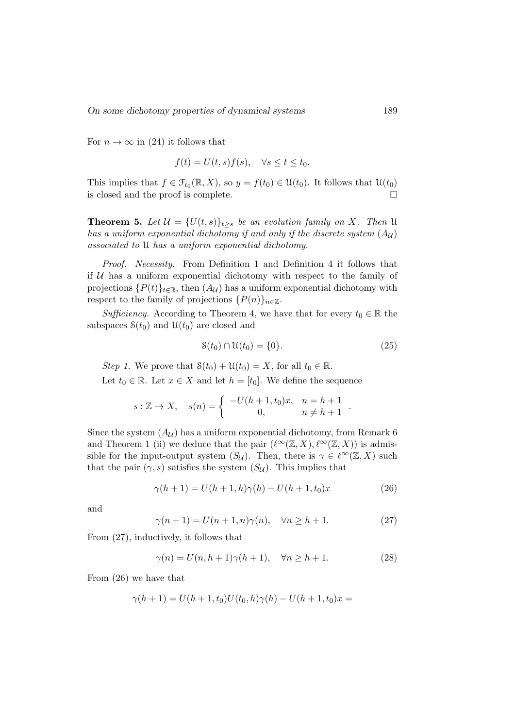For $n \to \infty$ in (24) it follows that

$$f(t) = U(t,s)f(s), \quad \forall s \le t \le t_0.$$

This implies that $f \in \mathcal{F}_{t_0}(\mathbb{R}, X)$, so $y = f(t_0) \in \mathcal{U}(t_0)$. It follows that $\mathcal{U}(t_0)$ is closed and the proof is complete. $\square$

**Theorem 5.** *Let $\mathcal{U} = \{U(t,s)\}_{t \ge s}$ be an evolution family on $X$. Then $\mathcal{U}$ has a uniform exponential dichotomy if and only if the discrete system $(A_{\mathcal{U}})$ associated to $\mathcal{U}$ has a uniform exponential dichotomy.*

*Proof. Necessity.* From Definition 1 and Definition 4 it follows that if $\mathcal{U}$ has a uniform exponential dichotomy with respect to the family of projections $\{P(t)\}_{t \in \mathbb{R}}$, then $(A_{\mathcal{U}})$ has a uniform exponential dichotomy with respect to the family of projections $\{P(n)\}_{n \in \mathbb{Z}}$.

*Sufficiency.* According to Theorem 4, we have that for every $t_0 \in \mathbb{R}$ the subspaces $\mathcal{S}(t_0)$ and $\mathcal{U}(t_0)$ are closed and

$$\mathcal{S}(t_0) \cap \mathcal{U}(t_0) = \{0\}. \tag{25}$$

*Step 1.* We prove that $\mathcal{S}(t_0) + \mathcal{U}(t_0) = X$, for all $t_0 \in \mathbb{R}$.

Let $t_0 \in \mathbb{R}$. Let $x \in X$ and let $h = [t_0]$. We define the sequence

$$s : \mathbb{Z} \to X, \quad s(n) = \begin{cases} -U(h+1, t_0)x, & n = h+1 \\ 0, & n \ne h+1 \end{cases}.$$

Since the system $(A_{\mathcal{U}})$ has a uniform exponential dichotomy, from Remark 6 and Theorem 1 (ii) we deduce that the pair $(\ell^\infty(\mathbb{Z}, X), \ell^\infty(\mathbb{Z}, X))$ is admissible for the input-output system $(S_{\mathcal{U}})$. Then, there is $\gamma \in \ell^\infty(\mathbb{Z}, X)$ such that the pair $(\gamma, s)$ satisfies the system $(S_{\mathcal{U}})$. This implies that

$$\gamma(h+1) = U(h+1, h)\gamma(h) - U(h+1, t_0)x \tag{26}$$

and

$$\gamma(n+1) = U(n+1, n)\gamma(n), \quad \forall n \ge h+1. \tag{27}$$

From (27), inductively, it follows that

$$\gamma(n) = U(n, h+1)\gamma(h+1), \quad \forall n \ge h+1. \tag{28}$$

From (26) we have that

$$\gamma(h+1) = U(h+1, t_0)U(t_0, h)\gamma(h) - U(h+1, t_0)x =$$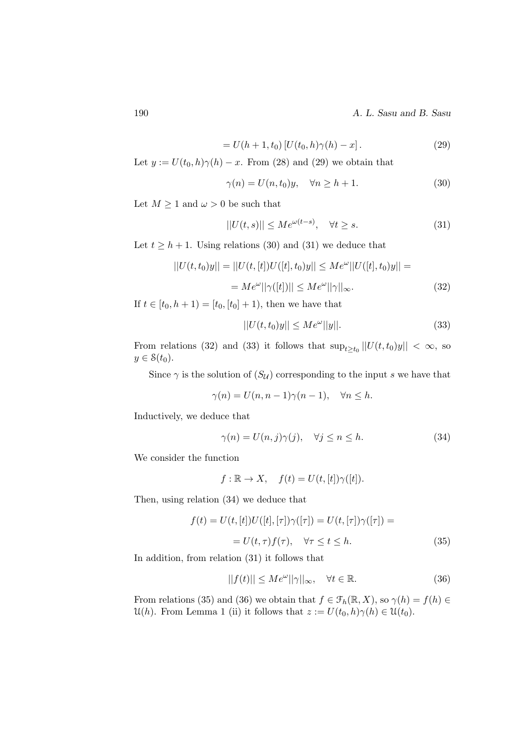$$= U(h+1, t_0) \left[ U(t_0, h)\gamma(h) - x \right]. \tag{29}$$

Let $y := U(t_0, h)\gamma(h) - x$. From (28) and (29) we obtain that

$$\gamma(n) = U(n, t_0)y, \quad \forall n \geq h+1. \tag{30}$$

Let $M \geq 1$ and $\omega > 0$ be such that

$$||U(t,s)|| \leq Me^{\omega(t-s)}, \quad \forall t \geq s. \tag{31}$$

Let $t \geq h+1$. Using relations (30) and (31) we deduce that

$$||U(t, t_0)y|| = ||U(t, [t])U([t], t_0)y|| \leq Me^{\omega}||U([t], t_0)y|| =$$

$$= Me^{\omega}||\gamma([t])|| \leq Me^{\omega}||\gamma||_{\infty}. \tag{32}$$

If $t \in [t_0, h+1) = [t_0, [t_0]+1)$, then we have that

$$||U(t, t_0)y|| \leq Me^{\omega}||y||. \tag{33}$$

From relations (32) and (33) it follows that $\sup_{t \geq t_0} ||U(t, t_0)y|| < \infty$, so $y \in \mathcal{S}(t_0)$.

Since $\gamma$ is the solution of $(S_{\mathcal{U}})$ corresponding to the input $s$ we have that

$$\gamma(n) = U(n, n-1)\gamma(n-1), \quad \forall n \leq h.$$

Inductively, we deduce that

$$\gamma(n) = U(n, j)\gamma(j), \quad \forall j \leq n \leq h. \tag{34}$$

We consider the function

$$f : \mathbb{R} \to X, \quad f(t) = U(t, [t])\gamma([t]).$$

Then, using relation (34) we deduce that

$$f(t) = U(t, [t])U([t], [\tau])\gamma([\tau]) = U(t, [\tau])\gamma([\tau]) =$$

$$= U(t, \tau)f(\tau), \quad \forall \tau \leq t \leq h. \tag{35}$$

In addition, from relation (31) it follows that

$$||f(t)|| \leq Me^{\omega}||\gamma||_{\infty}, \quad \forall t \in \mathbb{R}. \tag{36}$$

From relations (35) and (36) we obtain that $f \in \mathcal{F}_h(\mathbb{R}, X)$, so $\gamma(h) = f(h) \in \mathcal{U}(h)$. From Lemma 1 (ii) it follows that $z := U(t_0, h)\gamma(h) \in \mathcal{U}(t_0)$.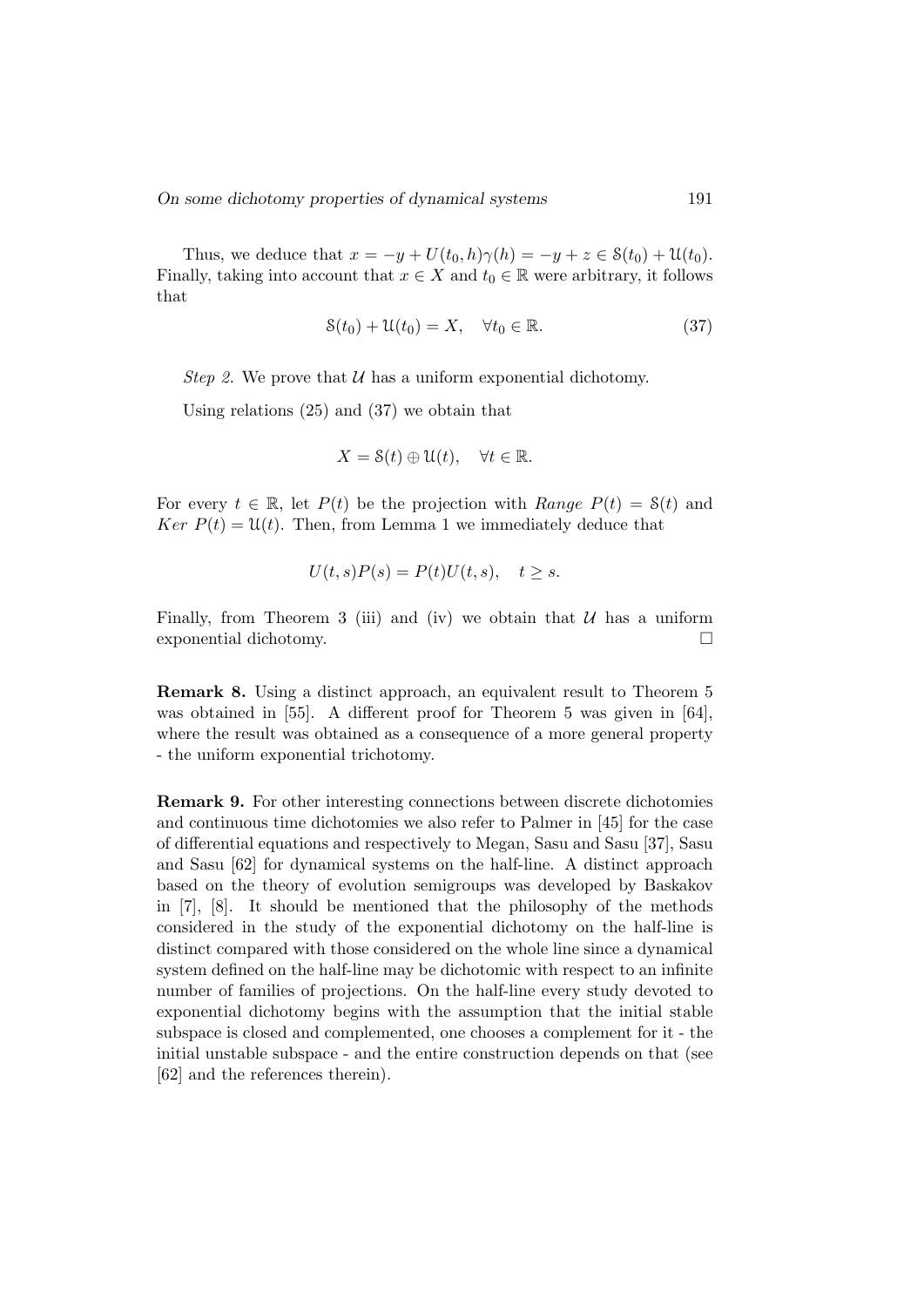Thus, we deduce that $x = -y + U(t_0, h)\gamma(h) = -y + z \in \mathcal{S}(t_0) + \mathcal{U}(t_0)$. Finally, taking into account that $x \in X$ and $t_0 \in \mathbb{R}$ were arbitrary, it follows that

$$\mathcal{S}(t_0) + \mathcal{U}(t_0) = X, \quad \forall t_0 \in \mathbb{R}. \tag{37}$$

*Step 2.* We prove that $\mathcal{U}$ has a uniform exponential dichotomy.

Using relations (25) and (37) we obtain that

$$X = \mathcal{S}(t) \oplus \mathcal{U}(t), \quad \forall t \in \mathbb{R}.$$

For every $t \in \mathbb{R}$, let $P(t)$ be the projection with *Range* $P(t) = \mathcal{S}(t)$ and *Ker* $P(t) = \mathcal{U}(t)$. Then, from Lemma 1 we immediately deduce that

$$U(t, s)P(s) = P(t)U(t, s), \quad t \geq s.$$

Finally, from Theorem 3 (iii) and (iv) we obtain that $\mathcal{U}$ has a uniform exponential dichotomy. $\square$

**Remark 8.** Using a distinct approach, an equivalent result to Theorem 5 was obtained in [55]. A different proof for Theorem 5 was given in [64], where the result was obtained as a consequence of a more general property - the uniform exponential trichotomy.

**Remark 9.** For other interesting connections between discrete dichotomies and continuous time dichotomies we also refer to Palmer in [45] for the case of differential equations and respectively to Megan, Sasu and Sasu [37], Sasu and Sasu [62] for dynamical systems on the half-line. A distinct approach based on the theory of evolution semigroups was developed by Baskakov in [7], [8]. It should be mentioned that the philosophy of the methods considered in the study of the exponential dichotomy on the half-line is distinct compared with those considered on the whole line since a dynamical system defined on the half-line may be dichotomic with respect to an infinite number of families of projections. On the half-line every study devoted to exponential dichotomy begins with the assumption that the initial stable subspace is closed and complemented, one chooses a complement for it - the initial unstable subspace - and the entire construction depends on that (see [62] and the references therein).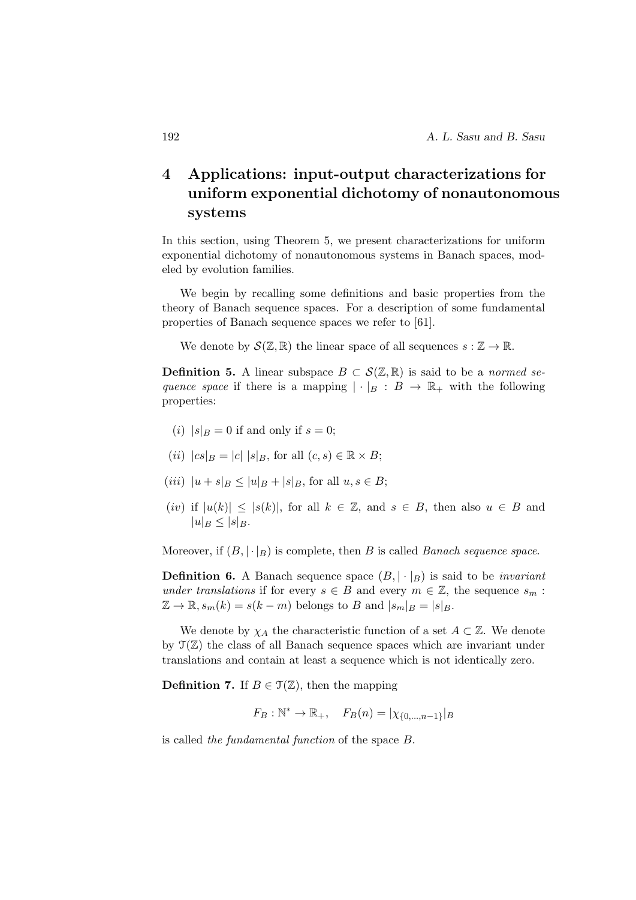# 4 Applications: input-output characterizations for uniform exponential dichotomy of nonautonomous systems

In this section, using Theorem 5, we present characterizations for uniform exponential dichotomy of nonautonomous systems in Banach spaces, modeled by evolution families.

We begin by recalling some definitions and basic properties from the theory of Banach sequence spaces. For a description of some fundamental properties of Banach sequence spaces we refer to [61].

We denote by $\mathcal{S}(\mathbb{Z}, \mathbb{R})$ the linear space of all sequences $s : \mathbb{Z} \to \mathbb{R}$.

**Definition 5.** A linear subspace $B \subset \mathcal{S}(\mathbb{Z}, \mathbb{R})$ is said to be a *normed sequence space* if there is a mapping $| \cdot |_B : B \to \mathbb{R}_+$ with the following properties:

- $(i)$ $|s|_B = 0$ if and only if $s = 0$;
- $(ii)$ $|cs|_B = |c| \; |s|_B$, for all $(c, s) \in \mathbb{R} \times B$;
- $(iii)$ $|u + s|_B \leq |u|_B + |s|_B$, for all $u, s \in B$;
- $(iv)$ if $|u(k)| \leq |s(k)|$, for all $k \in \mathbb{Z}$, and $s \in B$, then also $u \in B$ and $|u|_B \leq |s|_B$.

Moreover, if $(B, | \cdot |_B)$ is complete, then $B$ is called *Banach sequence space*.

**Definition 6.** A Banach sequence space $(B, | \cdot |_B)$ is said to be *invariant under translations* if for every $s \in B$ and every $m \in \mathbb{Z}$, the sequence $s_m : \mathbb{Z} \to \mathbb{R}, s_m(k) = s(k - m)$ belongs to $B$ and $|s_m|_B = |s|_B$.

We denote by $\chi_A$ the characteristic function of a set $A \subset \mathbb{Z}$. We denote by $\mathcal{T}(\mathbb{Z})$ the class of all Banach sequence spaces which are invariant under translations and contain at least a sequence which is not identically zero.

**Definition 7.** If $B \in \mathcal{T}(\mathbb{Z})$, then the mapping

$$F_B : \mathbb{N}^* \to \mathbb{R}_+, \quad F_B(n) = |\chi_{\{0,\dots,n-1\}}|_B$$

is called *the fundamental function* of the space $B$.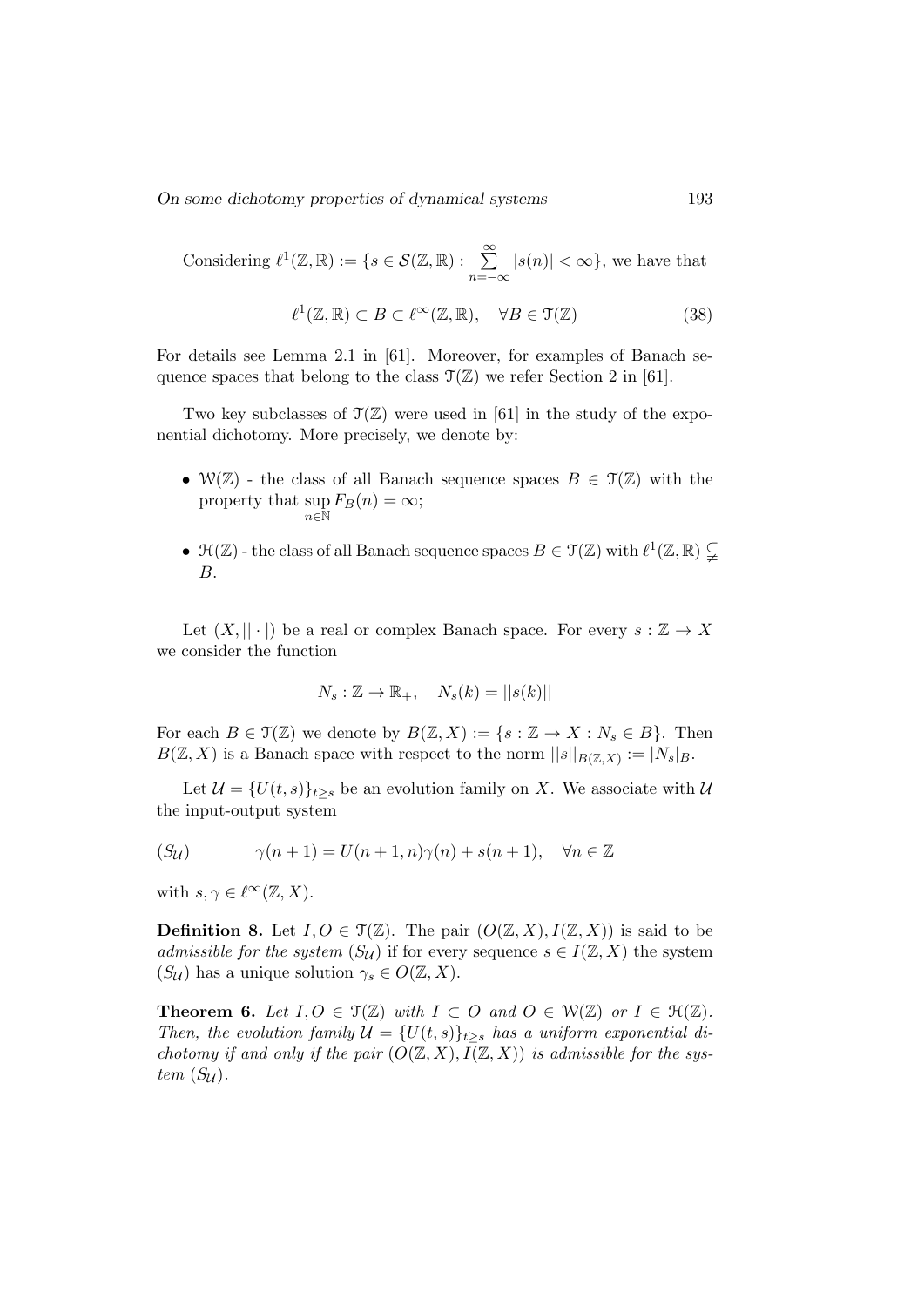Considering $\ell^1(\mathbb{Z},\mathbb{R}) := \{s \in \mathcal{S}(\mathbb{Z},\mathbb{R}) : \sum\limits_{n=-\infty}^{\infty} |s(n)| < \infty\}$, we have that

$$\ell^1(\mathbb{Z},\mathbb{R}) \subset B \subset \ell^\infty(\mathbb{Z},\mathbb{R}), \quad \forall B \in \mathcal{T}(\mathbb{Z}) \tag{38}$$

For details see Lemma 2.1 in [61]. Moreover, for examples of Banach sequence spaces that belong to the class $\mathcal{T}(\mathbb{Z})$ we refer Section 2 in [61].

Two key subclasses of $\mathcal{T}(\mathbb{Z})$ were used in [61] in the study of the exponential dichotomy. More precisely, we denote by:

- $\mathcal{W}(\mathbb{Z})$ - the class of all Banach sequence spaces $B \in \mathcal{T}(\mathbb{Z})$ with the property that $\sup\limits_{n\in\mathbb{N}} F_B(n) = \infty$;
- $\mathcal{H}(\mathbb{Z})$ - the class of all Banach sequence spaces $B \in \mathcal{T}(\mathbb{Z})$ with $\ell^1(\mathbb{Z},\mathbb{R}) \subsetneqq B$.

Let $(X, ||\cdot|)$ be a real or complex Banach space. For every $s : \mathbb{Z} \to X$ we consider the function

$$N_s : \mathbb{Z} \to \mathbb{R}_+, \quad N_s(k) = ||s(k)||$$

For each $B \in \mathcal{T}(\mathbb{Z})$ we denote by $B(\mathbb{Z}, X) := \{s : \mathbb{Z} \to X : N_s \in B\}$. Then $B(\mathbb{Z}, X)$ is a Banach space with respect to the norm $||s||_{B(\mathbb{Z},X)} := |N_s|_B$.

Let $\mathcal{U} = \{U(t,s)\}_{t\geq s}$ be an evolution family on $X$. We associate with $\mathcal{U}$ the input-output system

$$(S_{\mathcal{U}}) \qquad \gamma(n+1) = U(n+1,n)\gamma(n) + s(n+1), \quad \forall n \in \mathbb{Z}$$

with $s, \gamma \in \ell^\infty(\mathbb{Z}, X)$.

**Definition 8.** Let $I, O \in \mathcal{T}(\mathbb{Z})$. The pair $(O(\mathbb{Z}, X), I(\mathbb{Z}, X))$ is said to be *admissible for the system* $(S_{\mathcal{U}})$ if for every sequence $s \in I(\mathbb{Z}, X)$ the system $(S_{\mathcal{U}})$ has a unique solution $\gamma_s \in O(\mathbb{Z}, X)$.

**Theorem 6.** *Let $I, O \in \mathcal{T}(\mathbb{Z})$ with $I \subset O$ and $O \in \mathcal{W}(\mathbb{Z})$ or $I \in \mathcal{H}(\mathbb{Z})$. Then, the evolution family $\mathcal{U} = \{U(t,s)\}_{t\geq s}$ has a uniform exponential dichotomy if and only if the pair $(O(\mathbb{Z}, X), I(\mathbb{Z}, X))$ is admissible for the system $(S_{\mathcal{U}})$.*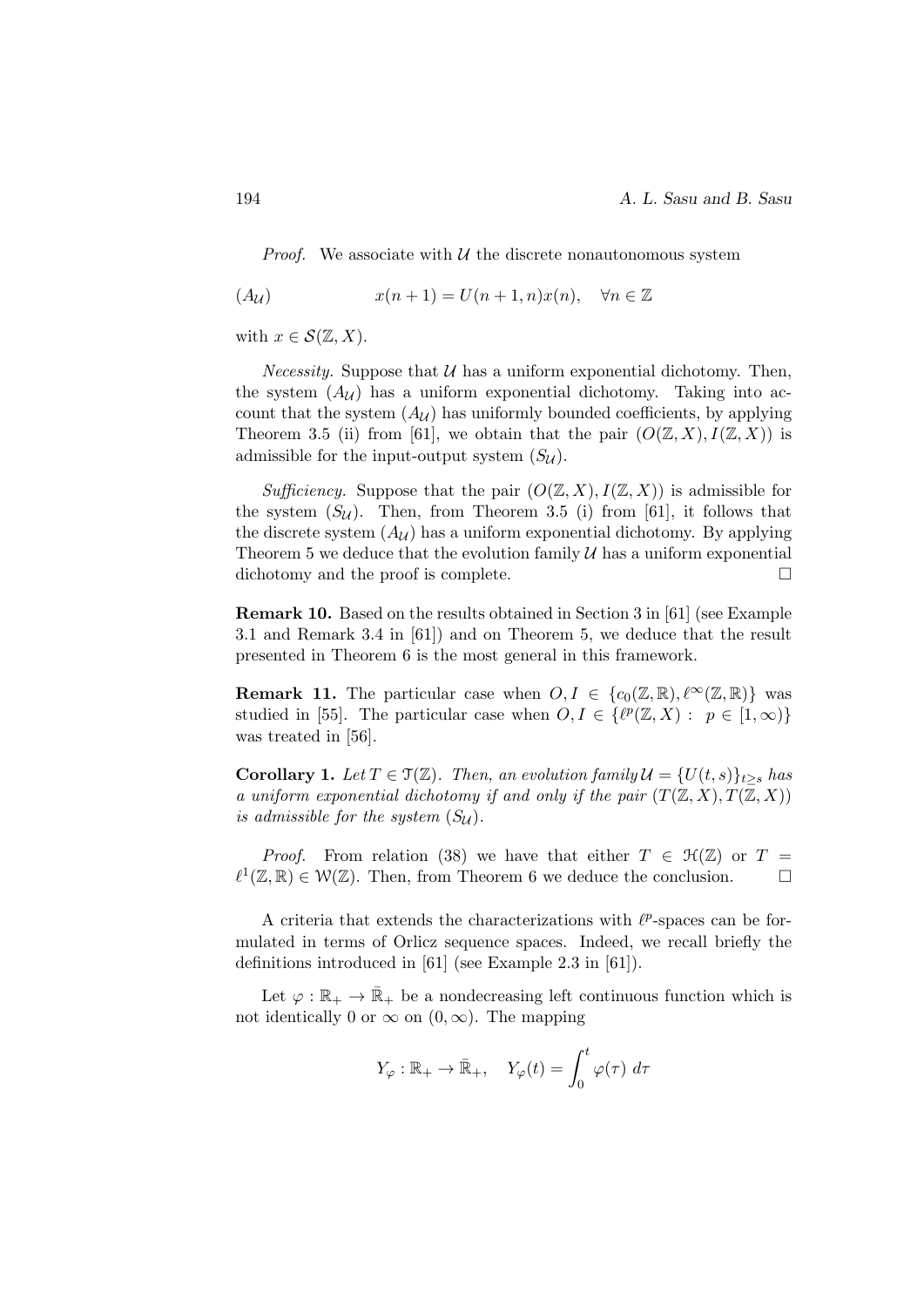*Proof.* We associate with $\mathcal{U}$ the discrete nonautonomous system

$$(A_{\mathcal{U}}) \qquad\qquad x(n+1) = U(n+1, n)x(n), \quad \forall n \in \mathbb{Z}$$

with $x \in \mathcal{S}(\mathbb{Z}, X)$.

*Necessity.* Suppose that $\mathcal{U}$ has a uniform exponential dichotomy. Then, the system $(A_{\mathcal{U}})$ has a uniform exponential dichotomy. Taking into account that the system $(A_{\mathcal{U}})$ has uniformly bounded coefficients, by applying Theorem 3.5 (ii) from [61], we obtain that the pair $(O(\mathbb{Z}, X), I(\mathbb{Z}, X))$ is admissible for the input-output system $(S_{\mathcal{U}})$.

*Sufficiency.* Suppose that the pair $(O(\mathbb{Z}, X), I(\mathbb{Z}, X))$ is admissible for the system $(S_{\mathcal{U}})$. Then, from Theorem 3.5 (i) from [61], it follows that the discrete system $(A_{\mathcal{U}})$ has a uniform exponential dichotomy. By applying Theorem 5 we deduce that the evolution family $\mathcal{U}$ has a uniform exponential dichotomy and the proof is complete. $\square$

**Remark 10.** Based on the results obtained in Section 3 in [61] (see Example 3.1 and Remark 3.4 in [61]) and on Theorem 5, we deduce that the result presented in Theorem 6 is the most general in this framework.

**Remark 11.** The particular case when $O, I \in \{c_0(\mathbb{Z}, \mathbb{R}), \ell^\infty(\mathbb{Z}, \mathbb{R})\}$ was studied in [55]. The particular case when $O, I \in \{\ell^p(\mathbb{Z}, X) : \ p \in [1, \infty)\}$ was treated in [56].

**Corollary 1.** *Let $T \in \mathcal{T}(\mathbb{Z})$. Then, an evolution family $\mathcal{U} = \{U(t, s)\}_{t \geq s}$ has a uniform exponential dichotomy if and only if the pair $(T(\mathbb{Z}, X), T(\mathbb{Z}, X))$ is admissible for the system $(S_{\mathcal{U}})$.*

*Proof.* From relation (38) we have that either $T \in \mathcal{H}(\mathbb{Z})$ or $T = \ell^1(\mathbb{Z}, \mathbb{R}) \in \mathcal{W}(\mathbb{Z})$. Then, from Theorem 6 we deduce the conclusion. $\square$

A criteria that extends the characterizations with $\ell^p$-spaces can be formulated in terms of Orlicz sequence spaces. Indeed, we recall briefly the definitions introduced in [61] (see Example 2.3 in [61]).

Let $\varphi : \mathbb{R}_+ \to \bar{\mathbb{R}}_+$ be a nondecreasing left continuous function which is not identically 0 or $\infty$ on $(0, \infty)$. The mapping

$$Y_\varphi : \mathbb{R}_+ \to \bar{\mathbb{R}}_+, \quad Y_\varphi(t) = \int_0^t \varphi(\tau)\ d\tau$$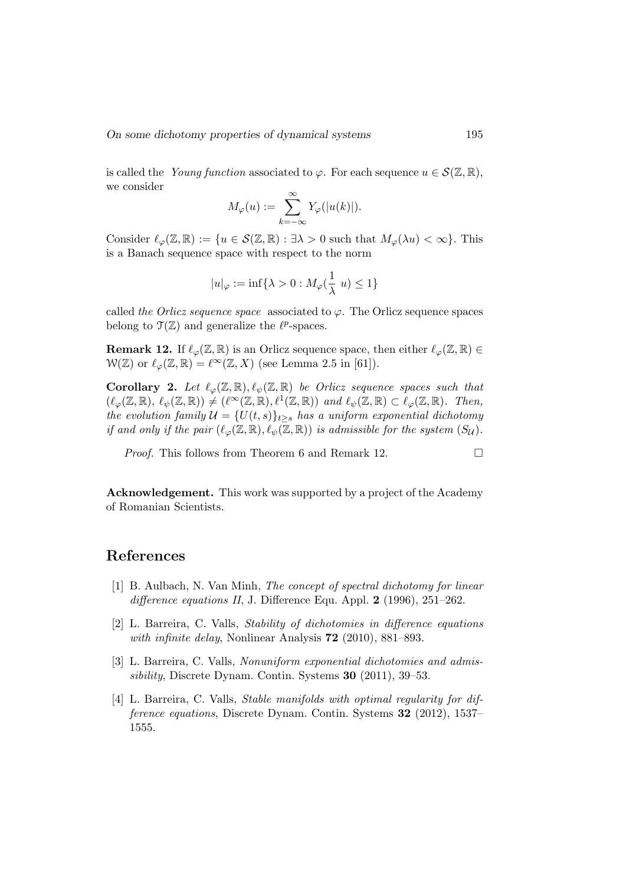is called the *Young function* associated to $\varphi$. For each sequence $u \in \mathcal{S}(\mathbb{Z}, \mathbb{R})$, we consider

$$M_\varphi(u) := \sum_{k=-\infty}^{\infty} Y_\varphi(|u(k)|).$$

Consider $\ell_\varphi(\mathbb{Z}, \mathbb{R}) := \{u \in \mathcal{S}(\mathbb{Z}, \mathbb{R}) : \exists \lambda > 0 \text{ such that } M_\varphi(\lambda u) < \infty\}$. This is a Banach sequence space with respect to the norm

$$|u|_\varphi := \inf\{\lambda > 0 : M_\varphi(\frac{1}{\lambda}\ u) \leq 1\}$$

called *the Orlicz sequence space* associated to $\varphi$. The Orlicz sequence spaces belong to $\mathcal{T}(\mathbb{Z})$ and generalize the $\ell^p$-spaces.

**Remark 12.** If $\ell_\varphi(\mathbb{Z}, \mathbb{R})$ is an Orlicz sequence space, then either $\ell_\varphi(\mathbb{Z}, \mathbb{R}) \in \mathcal{W}(\mathbb{Z})$ or $\ell_\varphi(\mathbb{Z}, \mathbb{R}) = \ell^\infty(\mathbb{Z}, X)$ (see Lemma 2.5 in [61]).

**Corollary 2.** *Let $\ell_\varphi(\mathbb{Z}, \mathbb{R}), \ell_\psi(\mathbb{Z}, \mathbb{R})$ be Orlicz sequence spaces such that $(\ell_\varphi(\mathbb{Z}, \mathbb{R}),\ \ell_\psi(\mathbb{Z}, \mathbb{R})) \neq (\ell^\infty(\mathbb{Z}, \mathbb{R}), \ell^1(\mathbb{Z}, \mathbb{R}))$ and $\ell_\psi(\mathbb{Z}, \mathbb{R}) \subset \ell_\varphi(\mathbb{Z}, \mathbb{R})$. Then, the evolution family $\mathcal{U} = \{U(t, s)\}_{t \geq s}$ has a uniform exponential dichotomy if and only if the pair $(\ell_\varphi(\mathbb{Z}, \mathbb{R}), \ell_\psi(\mathbb{Z}, \mathbb{R}))$ is admissible for the system $(S_\mathcal{U})$.*

*Proof.* This follows from Theorem 6 and Remark 12. □

**Acknowledgement.** This work was supported by a project of the Academy of Romanian Scientists.

## References

[1] B. Aulbach, N. Van Minh, *The concept of spectral dichotomy for linear difference equations II*, J. Difference Equ. Appl. **2** (1996), 251–262.

[2] L. Barreira, C. Valls, *Stability of dichotomies in difference equations with infinite delay*, Nonlinear Analysis **72** (2010), 881–893.

[3] L. Barreira, C. Valls, *Nonuniform exponential dichotomies and admissibility*, Discrete Dynam. Contin. Systems **30** (2011), 39–53.

[4] L. Barreira, C. Valls, *Stable manifolds with optimal regularity for difference equations*, Discrete Dynam. Contin. Systems **32** (2012), 1537–1555.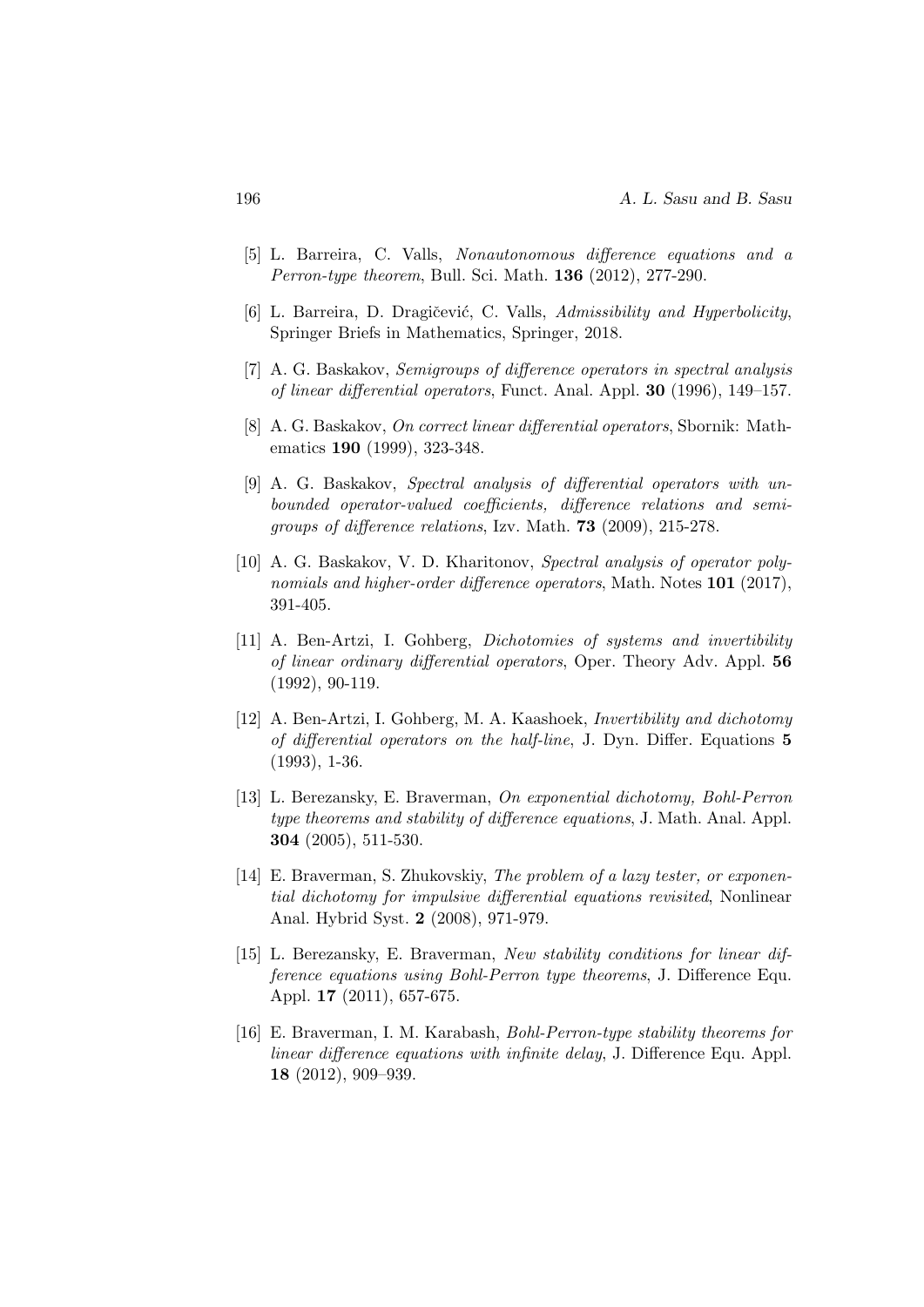[5] L. Barreira, C. Valls, *Nonautonomous difference equations and a Perron-type theorem*, Bull. Sci. Math. **136** (2012), 277-290.

[6] L. Barreira, D. Dragičević, C. Valls, *Admissibility and Hyperbolicity*, Springer Briefs in Mathematics, Springer, 2018.

[7] A. G. Baskakov, *Semigroups of difference operators in spectral analysis of linear differential operators*, Funct. Anal. Appl. **30** (1996), 149–157.

[8] A. G. Baskakov, *On correct linear differential operators*, Sbornik: Mathematics **190** (1999), 323-348.

[9] A. G. Baskakov, *Spectral analysis of differential operators with unbounded operator-valued coefficients, difference relations and semigroups of difference relations*, Izv. Math. **73** (2009), 215-278.

[10] A. G. Baskakov, V. D. Kharitonov, *Spectral analysis of operator polynomials and higher-order difference operators*, Math. Notes **101** (2017), 391-405.

[11] A. Ben-Artzi, I. Gohberg, *Dichotomies of systems and invertibility of linear ordinary differential operators*, Oper. Theory Adv. Appl. **56** (1992), 90-119.

[12] A. Ben-Artzi, I. Gohberg, M. A. Kaashoek, *Invertibility and dichotomy of differential operators on the half-line*, J. Dyn. Differ. Equations **5** (1993), 1-36.

[13] L. Berezansky, E. Braverman, *On exponential dichotomy, Bohl-Perron type theorems and stability of difference equations*, J. Math. Anal. Appl. **304** (2005), 511-530.

[14] E. Braverman, S. Zhukovskiy, *The problem of a lazy tester, or exponential dichotomy for impulsive differential equations revisited*, Nonlinear Anal. Hybrid Syst. **2** (2008), 971-979.

[15] L. Berezansky, E. Braverman, *New stability conditions for linear difference equations using Bohl-Perron type theorems*, J. Difference Equ. Appl. **17** (2011), 657-675.

[16] E. Braverman, I. M. Karabash, *Bohl-Perron-type stability theorems for linear difference equations with infinite delay*, J. Difference Equ. Appl. **18** (2012), 909–939.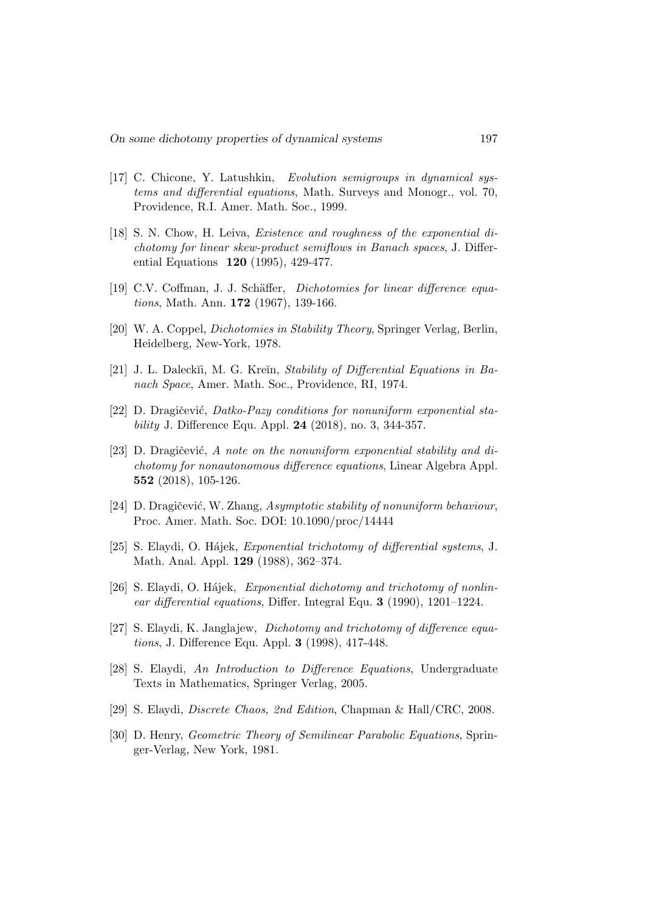[17] C. Chicone, Y. Latushkin, *Evolution semigroups in dynamical systems and differential equations*, Math. Surveys and Monogr., vol. 70, Providence, R.I. Amer. Math. Soc., 1999.

[18] S. N. Chow, H. Leiva, *Existence and roughness of the exponential dichotomy for linear skew-product semiflows in Banach spaces*, J. Differential Equations **120** (1995), 429-477.

[19] C.V. Coffman, J. J. Schäffer, *Dichotomies for linear difference equations*, Math. Ann. **172** (1967), 139-166.

[20] W. A. Coppel, *Dichotomies in Stability Theory*, Springer Verlag, Berlin, Heidelberg, New-York, 1978.

[21] J. L. Daleckĭi, M. G. Kreĭn, *Stability of Differential Equations in Banach Space*, Amer. Math. Soc., Providence, RI, 1974.

[22] D. Dragičević, *Datko-Pazy conditions for nonuniform exponential stability* J. Difference Equ. Appl. **24** (2018), no. 3, 344-357.

[23] D. Dragičević, *A note on the nonuniform exponential stability and dichotomy for nonautonomous difference equations*, Linear Algebra Appl. **552** (2018), 105-126.

[24] D. Dragičević, W. Zhang, *Asymptotic stability of nonuniform behaviour*, Proc. Amer. Math. Soc. DOI: 10.1090/proc/14444

[25] S. Elaydi, O. Hájek, *Exponential trichotomy of differential systems*, J. Math. Anal. Appl. **129** (1988), 362–374.

[26] S. Elaydi, O. Hájek, *Exponential dichotomy and trichotomy of nonlinear differential equations*, Differ. Integral Equ. **3** (1990), 1201–1224.

[27] S. Elaydi, K. Janglajew, *Dichotomy and trichotomy of difference equations*, J. Difference Equ. Appl. **3** (1998), 417-448.

[28] S. Elaydi, *An Introduction to Difference Equations*, Undergraduate Texts in Mathematics, Springer Verlag, 2005.

[29] S. Elaydi, *Discrete Chaos, 2nd Edition*, Chapman & Hall/CRC, 2008.

[30] D. Henry, *Geometric Theory of Semilinear Parabolic Equations*, Springer-Verlag, New York, 1981.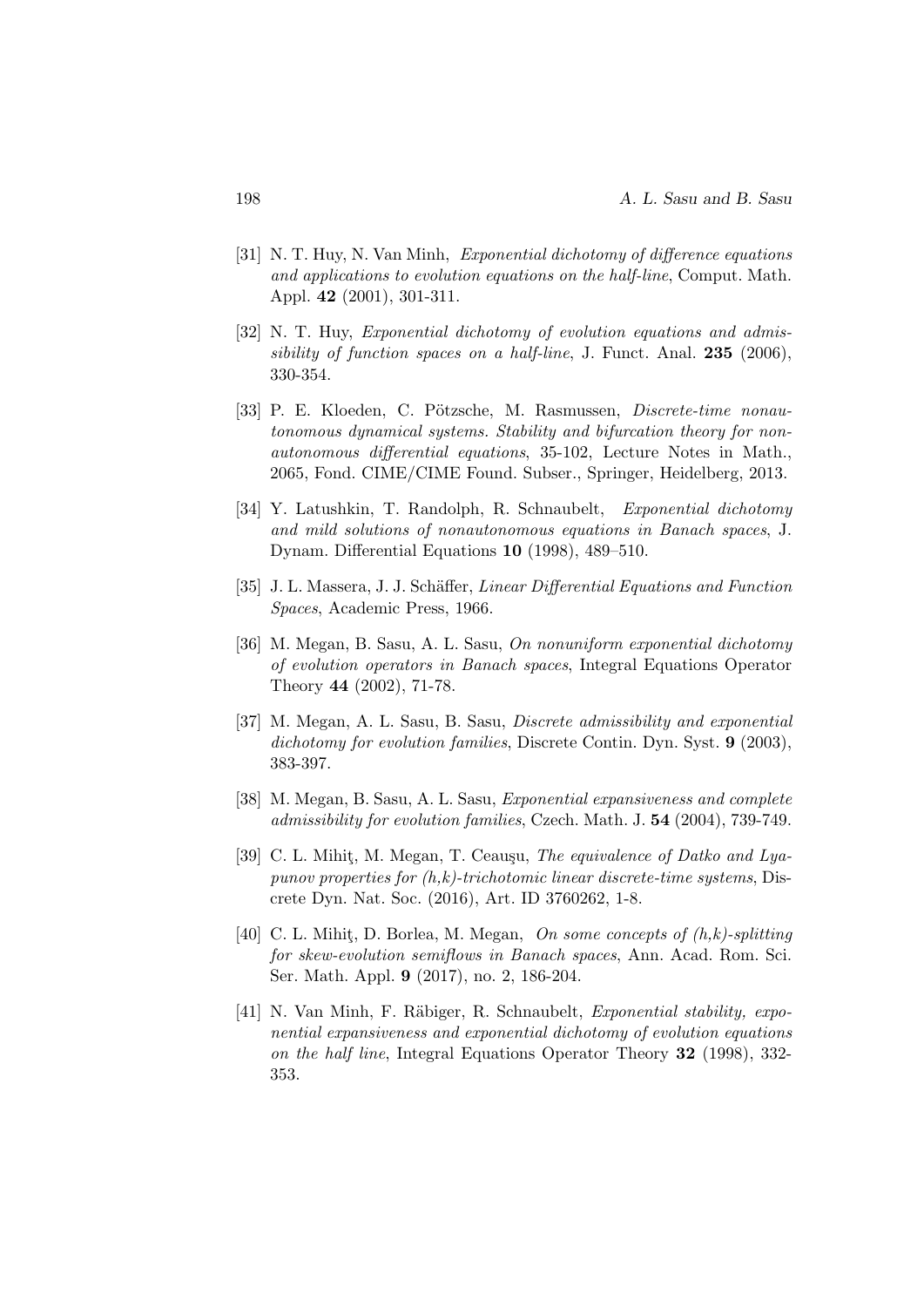[31] N. T. Huy, N. Van Minh, *Exponential dichotomy of difference equations and applications to evolution equations on the half-line*, Comput. Math. Appl. **42** (2001), 301-311.

[32] N. T. Huy, *Exponential dichotomy of evolution equations and admissibility of function spaces on a half-line*, J. Funct. Anal. **235** (2006), 330-354.

[33] P. E. Kloeden, C. Pötzsche, M. Rasmussen, *Discrete-time nonautonomous dynamical systems. Stability and bifurcation theory for nonautonomous differential equations*, 35-102, Lecture Notes in Math., 2065, Fond. CIME/CIME Found. Subser., Springer, Heidelberg, 2013.

[34] Y. Latushkin, T. Randolph, R. Schnaubelt, *Exponential dichotomy and mild solutions of nonautonomous equations in Banach spaces*, J. Dynam. Differential Equations **10** (1998), 489–510.

[35] J. L. Massera, J. J. Schäffer, *Linear Differential Equations and Function Spaces*, Academic Press, 1966.

[36] M. Megan, B. Sasu, A. L. Sasu, *On nonuniform exponential dichotomy of evolution operators in Banach spaces*, Integral Equations Operator Theory **44** (2002), 71-78.

[37] M. Megan, A. L. Sasu, B. Sasu, *Discrete admissibility and exponential dichotomy for evolution families*, Discrete Contin. Dyn. Syst. **9** (2003), 383-397.

[38] M. Megan, B. Sasu, A. L. Sasu, *Exponential expansiveness and complete admissibility for evolution families*, Czech. Math. J. **54** (2004), 739-749.

[39] C. L. Mihiţ, M. Megan, T. Ceauşu, *The equivalence of Datko and Lyapunov properties for (h,k)-trichotomic linear discrete-time systems*, Discrete Dyn. Nat. Soc. (2016), Art. ID 3760262, 1-8.

[40] C. L. Mihiţ, D. Borlea, M. Megan, *On some concepts of (h,k)-splitting for skew-evolution semiflows in Banach spaces*, Ann. Acad. Rom. Sci. Ser. Math. Appl. **9** (2017), no. 2, 186-204.

[41] N. Van Minh, F. Räbiger, R. Schnaubelt, *Exponential stability, exponential expansiveness and exponential dichotomy of evolution equations on the half line*, Integral Equations Operator Theory **32** (1998), 332-353.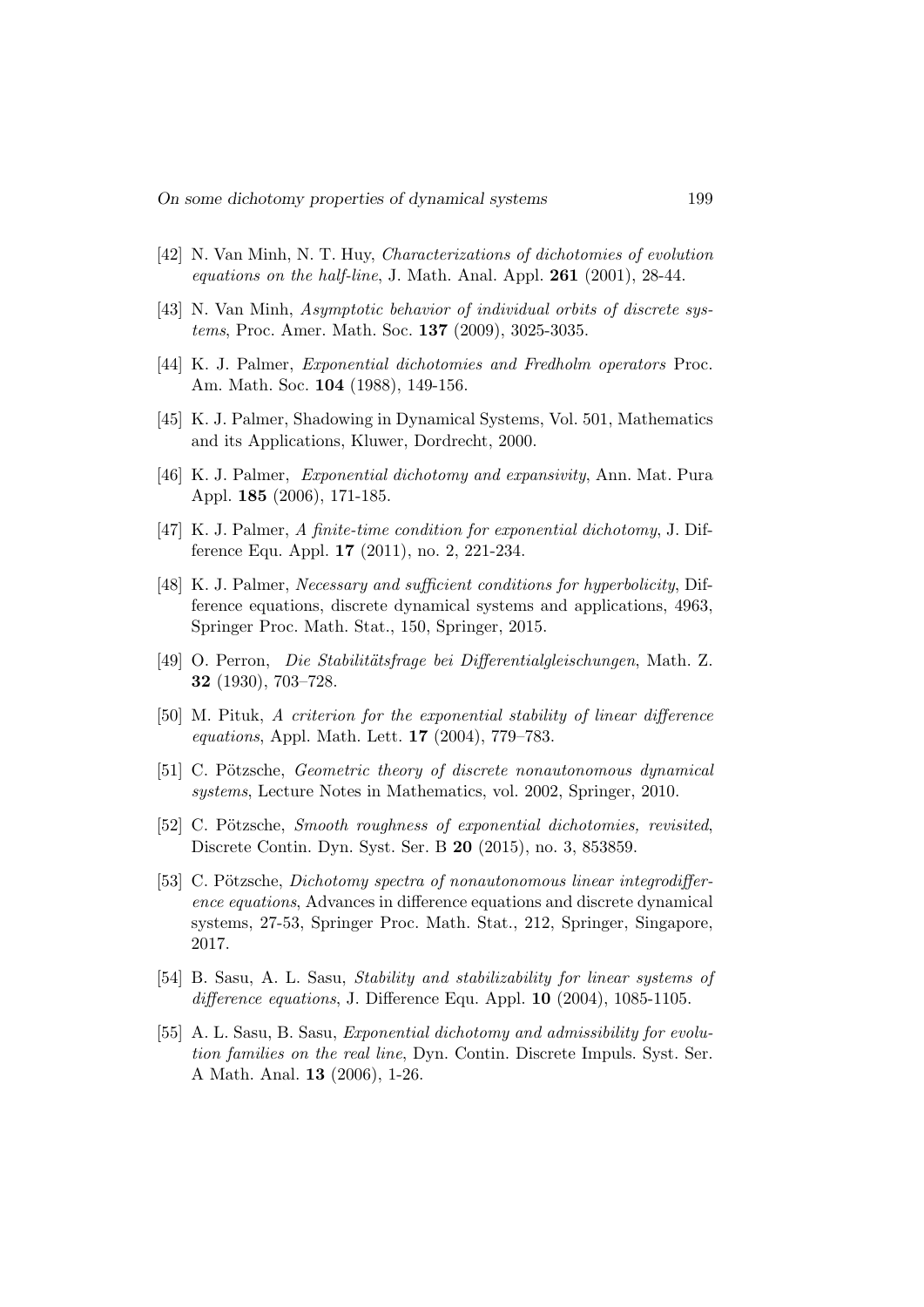[42] N. Van Minh, N. T. Huy, *Characterizations of dichotomies of evolution equations on the half-line*, J. Math. Anal. Appl. **261** (2001), 28-44.

[43] N. Van Minh, *Asymptotic behavior of individual orbits of discrete systems*, Proc. Amer. Math. Soc. **137** (2009), 3025-3035.

[44] K. J. Palmer, *Exponential dichotomies and Fredholm operators* Proc. Am. Math. Soc. **104** (1988), 149-156.

[45] K. J. Palmer, Shadowing in Dynamical Systems, Vol. 501, Mathematics and its Applications, Kluwer, Dordrecht, 2000.

[46] K. J. Palmer, *Exponential dichotomy and expansivity*, Ann. Mat. Pura Appl. **185** (2006), 171-185.

[47] K. J. Palmer, *A finite-time condition for exponential dichotomy*, J. Difference Equ. Appl. **17** (2011), no. 2, 221-234.

[48] K. J. Palmer, *Necessary and sufficient conditions for hyperbolicity*, Difference equations, discrete dynamical systems and applications, 4963, Springer Proc. Math. Stat., 150, Springer, 2015.

[49] O. Perron, *Die Stabilitätsfrage bei Differentialgleischungen*, Math. Z. **32** (1930), 703–728.

[50] M. Pituk, *A criterion for the exponential stability of linear difference equations*, Appl. Math. Lett. **17** (2004), 779–783.

[51] C. Pötzsche, *Geometric theory of discrete nonautonomous dynamical systems*, Lecture Notes in Mathematics, vol. 2002, Springer, 2010.

[52] C. Pötzsche, *Smooth roughness of exponential dichotomies, revisited*, Discrete Contin. Dyn. Syst. Ser. B **20** (2015), no. 3, 853859.

[53] C. Pötzsche, *Dichotomy spectra of nonautonomous linear integrodifference equations*, Advances in difference equations and discrete dynamical systems, 27-53, Springer Proc. Math. Stat., 212, Springer, Singapore, 2017.

[54] B. Sasu, A. L. Sasu, *Stability and stabilizability for linear systems of difference equations*, J. Difference Equ. Appl. **10** (2004), 1085-1105.

[55] A. L. Sasu, B. Sasu, *Exponential dichotomy and admissibility for evolution families on the real line*, Dyn. Contin. Discrete Impuls. Syst. Ser. A Math. Anal. **13** (2006), 1-26.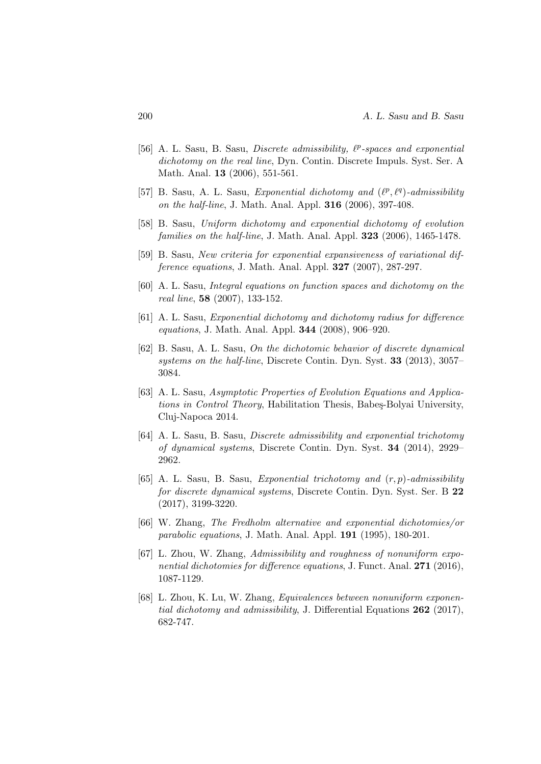[56] A. L. Sasu, B. Sasu, *Discrete admissibility, $\ell^p$-spaces and exponential dichotomy on the real line*, Dyn. Contin. Discrete Impuls. Syst. Ser. A Math. Anal. **13** (2006), 551-561.

[57] B. Sasu, A. L. Sasu, *Exponential dichotomy and $(\ell^p, \ell^q)$-admissibility on the half-line*, J. Math. Anal. Appl. **316** (2006), 397-408.

[58] B. Sasu, *Uniform dichotomy and exponential dichotomy of evolution families on the half-line*, J. Math. Anal. Appl. **323** (2006), 1465-1478.

[59] B. Sasu, *New criteria for exponential expansiveness of variational difference equations*, J. Math. Anal. Appl. **327** (2007), 287-297.

[60] A. L. Sasu, *Integral equations on function spaces and dichotomy on the real line*, **58** (2007), 133-152.

[61] A. L. Sasu, *Exponential dichotomy and dichotomy radius for difference equations*, J. Math. Anal. Appl. **344** (2008), 906–920.

[62] B. Sasu, A. L. Sasu, *On the dichotomic behavior of discrete dynamical systems on the half-line*, Discrete Contin. Dyn. Syst. **33** (2013), 3057–3084.

[63] A. L. Sasu, *Asymptotic Properties of Evolution Equations and Applications in Control Theory*, Habilitation Thesis, Babeş-Bolyai University, Cluj-Napoca 2014.

[64] A. L. Sasu, B. Sasu, *Discrete admissibility and exponential trichotomy of dynamical systems*, Discrete Contin. Dyn. Syst. **34** (2014), 2929–2962.

[65] A. L. Sasu, B. Sasu, *Exponential trichotomy and $(r, p)$-admissibility for discrete dynamical systems*, Discrete Contin. Dyn. Syst. Ser. B **22** (2017), 3199-3220.

[66] W. Zhang, *The Fredholm alternative and exponential dichotomies/or parabolic equations*, J. Math. Anal. Appl. **191** (1995), 180-201.

[67] L. Zhou, W. Zhang, *Admissibility and roughness of nonuniform exponential dichotomies for difference equations*, J. Funct. Anal. **271** (2016), 1087-1129.

[68] L. Zhou, K. Lu, W. Zhang, *Equivalences between nonuniform exponential dichotomy and admissibility*, J. Differential Equations **262** (2017), 682-747.